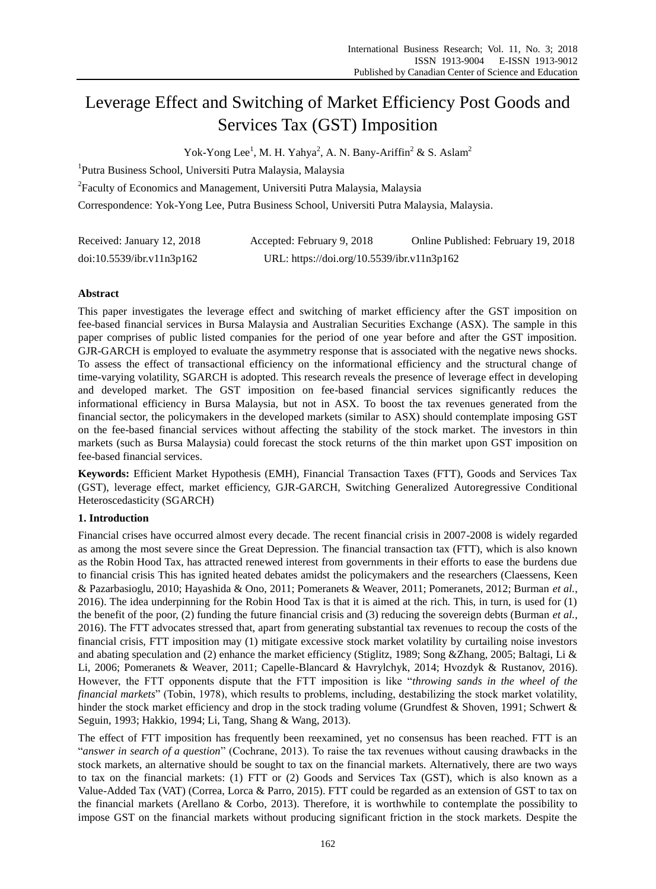# Leverage Effect and Switching of Market Efficiency Post Goods and Services Tax (GST) Imposition

Yok-Yong Lee[1], M. H. Yahya[2], A. N. Bany-Ariffin[2] & S. Aslam[2]

[1]Putra Business School, Universiti Putra Malaysia, Malaysia

[2]Faculty of Economics and Management, Universiti Putra Malaysia, Malaysia

Correspondence: Yok-Yong Lee, Putra Business School, Universiti Putra Malaysia, Malaysia.

Received: January 12, 2018 Accepted: February 9, 2018 Online Published: February 19, 2018

doi:10.5539/ibr.v11n3p162 URL: https://doi.org/10.5539/ibr.v11n3p162

## Abstract

This paper investigates the leverage effect and switching of market efficiency after the GST imposition on fee-based financial services in Bursa Malaysia and Australian Securities Exchange (ASX). The sample in this paper comprises of public listed companies for the period of one year before and after the GST imposition. GJR-GARCH is employed to evaluate the asymmetry response that is associated with the negative news shocks. To assess the effect of transactional efficiency on the informational efficiency and the structural change of time-varying volatility, SGARCH is adopted. This research reveals the presence of leverage effect in developing and developed market. The GST imposition on fee-based financial services significantly reduces the informational efficiency in Bursa Malaysia, but not in ASX. To boost the tax revenues generated from the financial sector, the policymakers in the developed markets (similar to ASX) should contemplate imposing GST on the fee-based financial services without affecting the stability of the stock market. The investors in thin markets (such as Bursa Malaysia) could forecast the stock returns of the thin market upon GST imposition on fee-based financial services.

**Keywords:** Efficient Market Hypothesis (EMH), Financial Transaction Taxes (FTT), Goods and Services Tax (GST), leverage effect, market efficiency, GJR-GARCH, Switching Generalized Autoregressive Conditional Heteroscedasticity (SGARCH)

## 1. Introduction

Financial crises have occurred almost every decade. The recent financial crisis in 2007-2008 is widely regarded as among the most severe since the Great Depression. The financial transaction tax (FTT), which is also known as the Robin Hood Tax, has attracted renewed interest from governments in their efforts to ease the burdens due to financial crisis This has ignited heated debates amidst the policymakers and the researchers (Claessens, Keen & Pazarbasioglu, 2010; Hayashida & Ono, 2011; Pomeranets & Weaver, 2011; Pomeranets, 2012; Burman *et al.*, 2016). The idea underpinning for the Robin Hood Tax is that it is aimed at the rich. This, in turn, is used for (1) the benefit of the poor, (2) funding the future financial crisis and (3) reducing the sovereign debts (Burman *et al.*, 2016). The FTT advocates stressed that, apart from generating substantial tax revenues to recoup the costs of the financial crisis, FTT imposition may (1) mitigate excessive stock market volatility by curtailing noise investors and abating speculation and (2) enhance the market efficiency (Stiglitz, 1989; Song &Zhang, 2005; Baltagi, Li & Li, 2006; Pomeranets & Weaver, 2011; Capelle-Blancard & Havrylchyk, 2014; Hvozdyk & Rustanov, 2016). However, the FTT opponents dispute that the FTT imposition is like "*throwing sands in the wheel of the financial markets*" (Tobin, 1978), which results to problems, including, destabilizing the stock market volatility, hinder the stock market efficiency and drop in the stock trading volume (Grundfest & Shoven, 1991; Schwert & Seguin, 1993; Hakkio, 1994; Li, Tang, Shang & Wang, 2013).

The effect of FTT imposition has frequently been reexamined, yet no consensus has been reached. FTT is an "*answer in search of a question*" (Cochrane, 2013). To raise the tax revenues without causing drawbacks in the stock markets, an alternative should be sought to tax on the financial markets. Alternatively, there are two ways to tax on the financial markets: (1) FTT or (2) Goods and Services Tax (GST), which is also known as a Value-Added Tax (VAT) (Correa, Lorca & Parro, 2015). FTT could be regarded as an extension of GST to tax on the financial markets (Arellano & Corbo, 2013). Therefore, it is worthwhile to contemplate the possibility to impose GST on the financial markets without producing significant friction in the stock markets. Despite the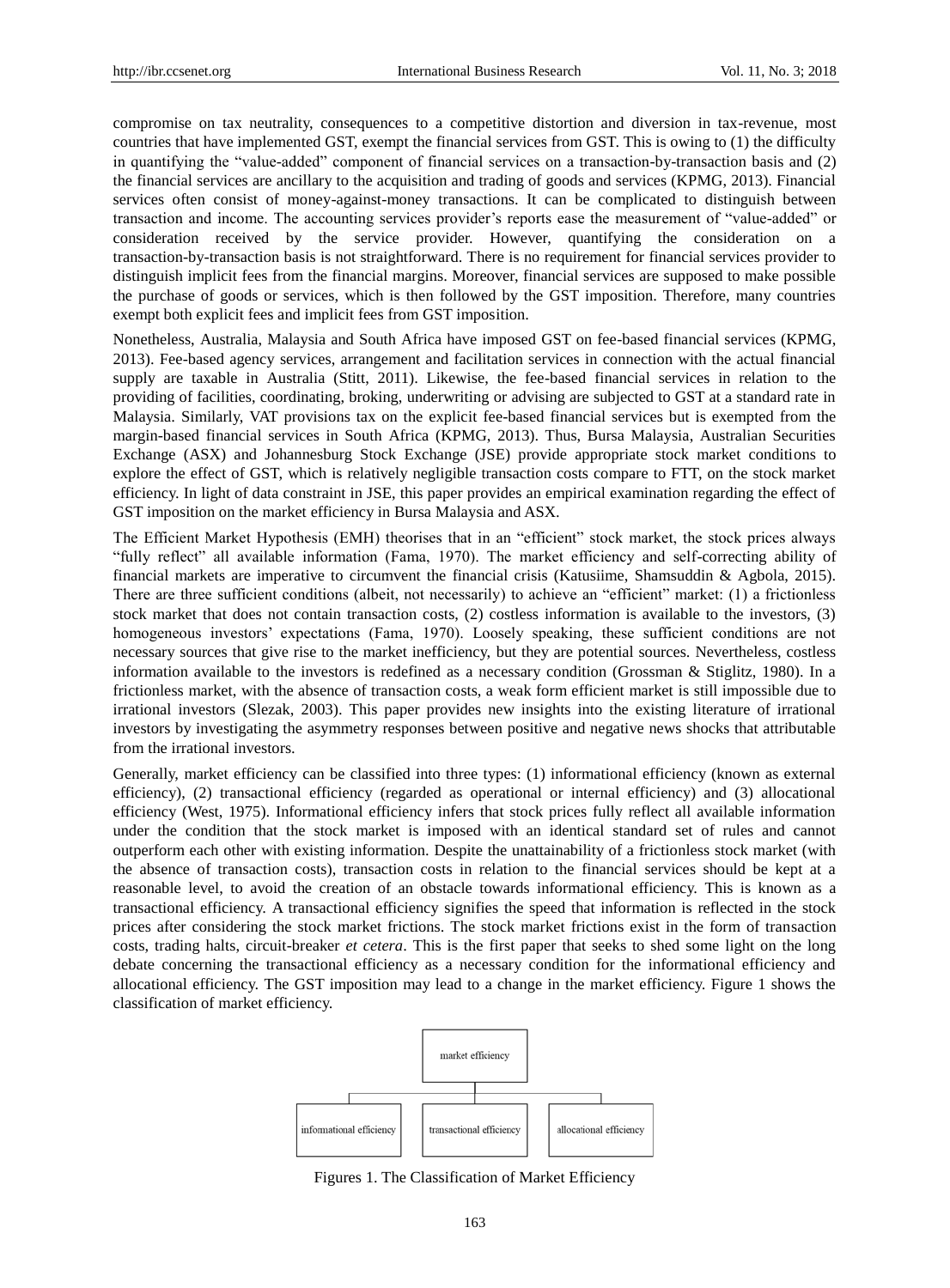compromise on tax neutrality, consequences to a competitive distortion and diversion in tax-revenue, most countries that have implemented GST, exempt the financial services from GST. This is owing to (1) the difficulty in quantifying the "value-added" component of financial services on a transaction-by-transaction basis and (2) the financial services are ancillary to the acquisition and trading of goods and services (KPMG, 2013). Financial services often consist of money-against-money transactions. It can be complicated to distinguish between transaction and income. The accounting services provider's reports ease the measurement of "value-added" or consideration received by the service provider. However, quantifying the consideration on a transaction-by-transaction basis is not straightforward. There is no requirement for financial services provider to distinguish implicit fees from the financial margins. Moreover, financial services are supposed to make possible the purchase of goods or services, which is then followed by the GST imposition. Therefore, many countries exempt both explicit fees and implicit fees from GST imposition.

Nonetheless, Australia, Malaysia and South Africa have imposed GST on fee-based financial services (KPMG, 2013). Fee-based agency services, arrangement and facilitation services in connection with the actual financial supply are taxable in Australia (Stitt, 2011). Likewise, the fee-based financial services in relation to the providing of facilities, coordinating, broking, underwriting or advising are subjected to GST at a standard rate in Malaysia. Similarly, VAT provisions tax on the explicit fee-based financial services but is exempted from the margin-based financial services in South Africa (KPMG, 2013). Thus, Bursa Malaysia, Australian Securities Exchange (ASX) and Johannesburg Stock Exchange (JSE) provide appropriate stock market conditions to explore the effect of GST, which is relatively negligible transaction costs compare to FTT, on the stock market efficiency. In light of data constraint in JSE, this paper provides an empirical examination regarding the effect of GST imposition on the market efficiency in Bursa Malaysia and ASX.

The Efficient Market Hypothesis (EMH) theorises that in an "efficient" stock market, the stock prices always "fully reflect" all available information (Fama, 1970). The market efficiency and self-correcting ability of financial markets are imperative to circumvent the financial crisis (Katusiime, Shamsuddin & Agbola, 2015). There are three sufficient conditions (albeit, not necessarily) to achieve an "efficient" market: (1) a frictionless stock market that does not contain transaction costs, (2) costless information is available to the investors, (3) homogeneous investors' expectations (Fama, 1970). Loosely speaking, these sufficient conditions are not necessary sources that give rise to the market inefficiency, but they are potential sources. Nevertheless, costless information available to the investors is redefined as a necessary condition (Grossman & Stiglitz, 1980). In a frictionless market, with the absence of transaction costs, a weak form efficient market is still impossible due to irrational investors (Slezak, 2003). This paper provides new insights into the existing literature of irrational investors by investigating the asymmetry responses between positive and negative news shocks that attributable from the irrational investors.

Generally, market efficiency can be classified into three types: (1) informational efficiency (known as external efficiency), (2) transactional efficiency (regarded as operational or internal efficiency) and (3) allocational efficiency (West, 1975). Informational efficiency infers that stock prices fully reflect all available information under the condition that the stock market is imposed with an identical standard set of rules and cannot outperform each other with existing information. Despite the unattainability of a frictionless stock market (with the absence of transaction costs), transaction costs in relation to the financial services should be kept at a reasonable level, to avoid the creation of an obstacle towards informational efficiency. This is known as a transactional efficiency. A transactional efficiency signifies the speed that information is reflected in the stock prices after considering the stock market frictions. The stock market frictions exist in the form of transaction costs, trading halts, circuit-breaker *et cetera*. This is the first paper that seeks to shed some light on the long debate concerning the transactional efficiency as a necessary condition for the informational efficiency and allocational efficiency. The GST imposition may lead to a change in the market efficiency. Figure 1 shows the classification of market efficiency.

Figures 1. The Classification of Market Efficiency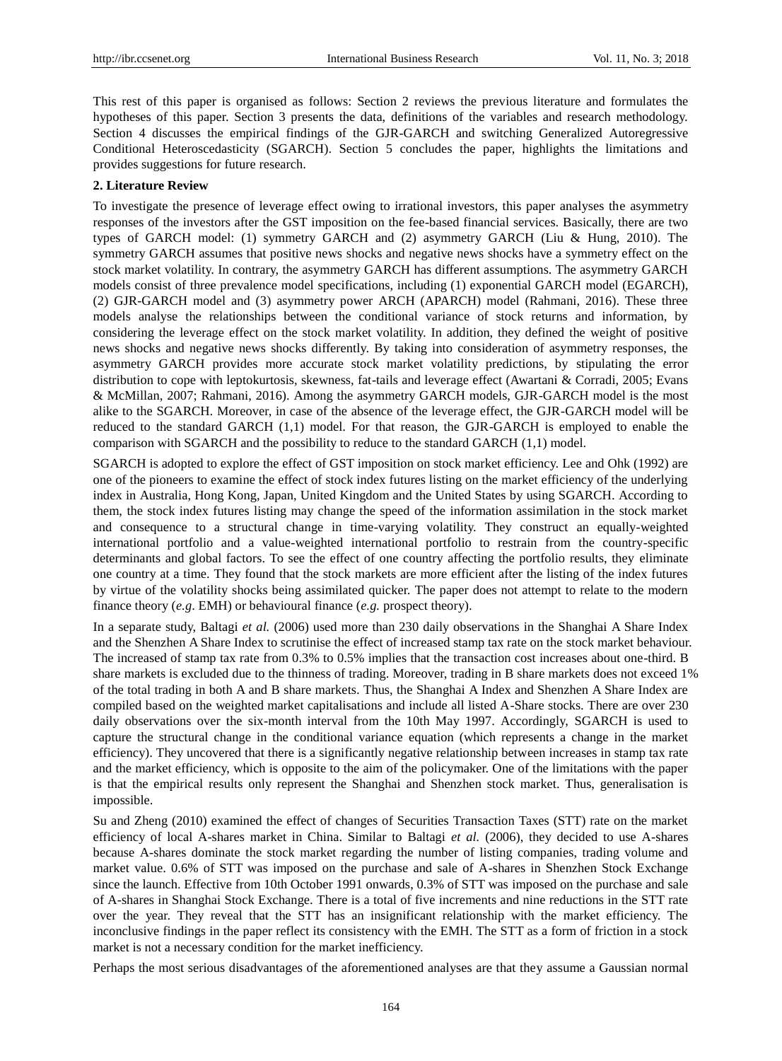This rest of this paper is organised as follows: Section 2 reviews the previous literature and formulates the hypotheses of this paper. Section 3 presents the data, definitions of the variables and research methodology. Section 4 discusses the empirical findings of the GJR-GARCH and switching Generalized Autoregressive Conditional Heteroscedasticity (SGARCH). Section 5 concludes the paper, highlights the limitations and provides suggestions for future research.

## 2. Literature Review

To investigate the presence of leverage effect owing to irrational investors, this paper analyses the asymmetry responses of the investors after the GST imposition on the fee-based financial services. Basically, there are two types of GARCH model: (1) symmetry GARCH and (2) asymmetry GARCH (Liu & Hung, 2010). The symmetry GARCH assumes that positive news shocks and negative news shocks have a symmetry effect on the stock market volatility. In contrary, the asymmetry GARCH has different assumptions. The asymmetry GARCH models consist of three prevalence model specifications, including (1) exponential GARCH model (EGARCH), (2) GJR-GARCH model and (3) asymmetry power ARCH (APARCH) model (Rahmani, 2016). These three models analyse the relationships between the conditional variance of stock returns and information, by considering the leverage effect on the stock market volatility. In addition, they defined the weight of positive news shocks and negative news shocks differently. By taking into consideration of asymmetry responses, the asymmetry GARCH provides more accurate stock market volatility predictions, by stipulating the error distribution to cope with leptokurtosis, skewness, fat-tails and leverage effect (Awartani & Corradi, 2005; Evans & McMillan, 2007; Rahmani, 2016). Among the asymmetry GARCH models, GJR-GARCH model is the most alike to the SGARCH. Moreover, in case of the absence of the leverage effect, the GJR-GARCH model will be reduced to the standard GARCH (1,1) model. For that reason, the GJR-GARCH is employed to enable the comparison with SGARCH and the possibility to reduce to the standard GARCH (1,1) model.

SGARCH is adopted to explore the effect of GST imposition on stock market efficiency. Lee and Ohk (1992) are one of the pioneers to examine the effect of stock index futures listing on the market efficiency of the underlying index in Australia, Hong Kong, Japan, United Kingdom and the United States by using SGARCH. According to them, the stock index futures listing may change the speed of the information assimilation in the stock market and consequence to a structural change in time-varying volatility. They construct an equally-weighted international portfolio and a value-weighted international portfolio to restrain from the country-specific determinants and global factors. To see the effect of one country affecting the portfolio results, they eliminate one country at a time. They found that the stock markets are more efficient after the listing of the index futures by virtue of the volatility shocks being assimilated quicker. The paper does not attempt to relate to the modern finance theory (*e.g.* EMH) or behavioural finance (*e.g.* prospect theory).

In a separate study, Baltagi *et al.* (2006) used more than 230 daily observations in the Shanghai A Share Index and the Shenzhen A Share Index to scrutinise the effect of increased stamp tax rate on the stock market behaviour. The increased of stamp tax rate from 0.3% to 0.5% implies that the transaction cost increases about one-third. B share markets is excluded due to the thinness of trading. Moreover, trading in B share markets does not exceed 1% of the total trading in both A and B share markets. Thus, the Shanghai A Index and Shenzhen A Share Index are compiled based on the weighted market capitalisations and include all listed A-Share stocks. There are over 230 daily observations over the six-month interval from the 10th May 1997. Accordingly, SGARCH is used to capture the structural change in the conditional variance equation (which represents a change in the market efficiency). They uncovered that there is a significantly negative relationship between increases in stamp tax rate and the market efficiency, which is opposite to the aim of the policymaker. One of the limitations with the paper is that the empirical results only represent the Shanghai and Shenzhen stock market. Thus, generalisation is impossible.

Su and Zheng (2010) examined the effect of changes of Securities Transaction Taxes (STT) rate on the market efficiency of local A-shares market in China. Similar to Baltagi *et al.* (2006), they decided to use A-shares because A-shares dominate the stock market regarding the number of listing companies, trading volume and market value. 0.6% of STT was imposed on the purchase and sale of A-shares in Shenzhen Stock Exchange since the launch. Effective from 10th October 1991 onwards, 0.3% of STT was imposed on the purchase and sale of A-shares in Shanghai Stock Exchange. There is a total of five increments and nine reductions in the STT rate over the year. They reveal that the STT has an insignificant relationship with the market efficiency. The inconclusive findings in the paper reflect its consistency with the EMH. The STT as a form of friction in a stock market is not a necessary condition for the market inefficiency.

Perhaps the most serious disadvantages of the aforementioned analyses are that they assume a Gaussian normal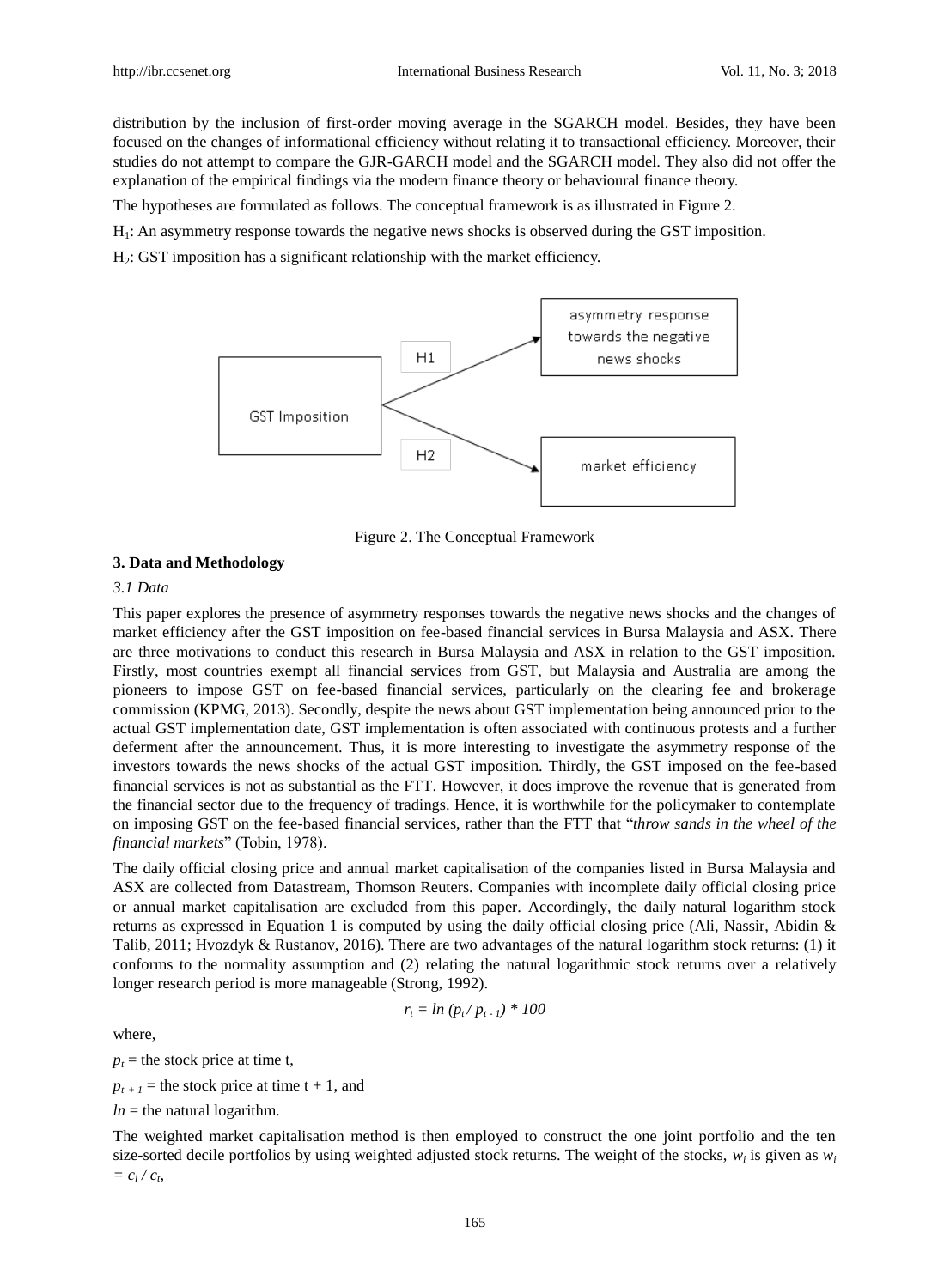distribution by the inclusion of first-order moving average in the SGARCH model. Besides, they have been focused on the changes of informational efficiency without relating it to transactional efficiency. Moreover, their studies do not attempt to compare the GJR-GARCH model and the SGARCH model. They also did not offer the explanation of the empirical findings via the modern finance theory or behavioural finance theory.

The hypotheses are formulated as follows. The conceptual framework is as illustrated in Figure 2.

$H_1$: An asymmetry response towards the negative news shocks is observed during the GST imposition.

$H_2$: GST imposition has a significant relationship with the market efficiency.

Figure 2. The Conceptual Framework

## 3. Data and Methodology

### *3.1 Data*

This paper explores the presence of asymmetry responses towards the negative news shocks and the changes of market efficiency after the GST imposition on fee-based financial services in Bursa Malaysia and ASX. There are three motivations to conduct this research in Bursa Malaysia and ASX in relation to the GST imposition. Firstly, most countries exempt all financial services from GST, but Malaysia and Australia are among the pioneers to impose GST on fee-based financial services, particularly on the clearing fee and brokerage commission (KPMG, 2013). Secondly, despite the news about GST implementation being announced prior to the actual GST implementation date, GST implementation is often associated with continuous protests and a further deferment after the announcement. Thus, it is more interesting to investigate the asymmetry response of the investors towards the news shocks of the actual GST imposition. Thirdly, the GST imposed on the fee-based financial services is not as substantial as the FTT. However, it does improve the revenue that is generated from the financial sector due to the frequency of tradings. Hence, it is worthwhile for the policymaker to contemplate on imposing GST on the fee-based financial services, rather than the FTT that "*throw sands in the wheel of the financial markets*" (Tobin, 1978).

The daily official closing price and annual market capitalisation of the companies listed in Bursa Malaysia and ASX are collected from Datastream, Thomson Reuters. Companies with incomplete daily official closing price or annual market capitalisation are excluded from this paper. Accordingly, the daily natural logarithm stock returns as expressed in Equation 1 is computed by using the daily official closing price (Ali, Nassir, Abidin & Talib, 2011; Hvozdyk & Rustanov, 2016). There are two advantages of the natural logarithm stock returns: (1) it conforms to the normality assumption and (2) relating the natural logarithmic stock returns over a relatively longer research period is more manageable (Strong, 1992).

$$r_t = ln\,(p_t / p_{t-1}) * 100$$

where,

$p_t$ = the stock price at time t,

$p_{t+1}$ = the stock price at time t + 1, and

$ln$ = the natural logarithm.

The weighted market capitalisation method is then employed to construct the one joint portfolio and the ten size-sorted decile portfolios by using weighted adjusted stock returns. The weight of the stocks, $w_i$ is given as $w_i = c_i / c_t$,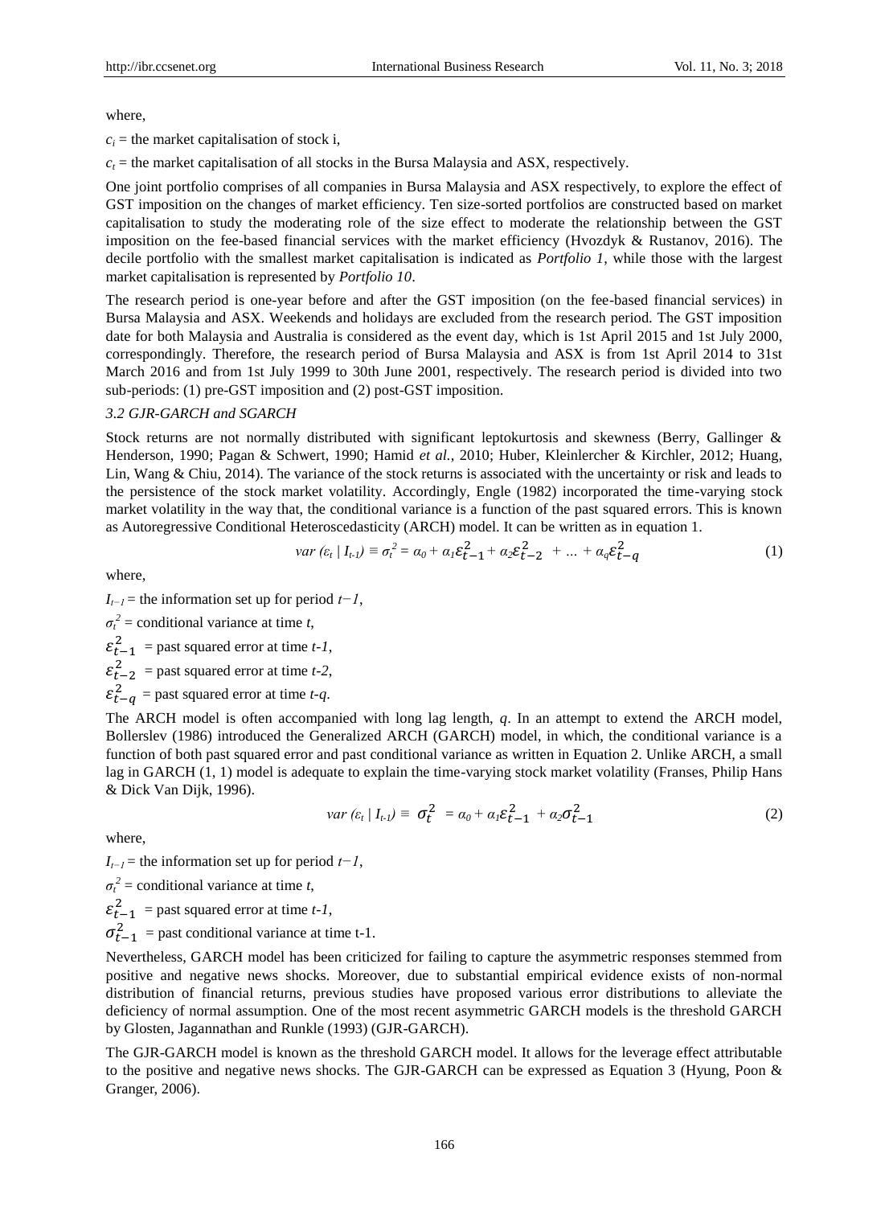where,

$c_i$ = the market capitalisation of stock i,

$c_t$ = the market capitalisation of all stocks in the Bursa Malaysia and ASX, respectively.

One joint portfolio comprises of all companies in Bursa Malaysia and ASX respectively, to explore the effect of GST imposition on the changes of market efficiency. Ten size-sorted portfolios are constructed based on market capitalisation to study the moderating role of the size effect to moderate the relationship between the GST imposition on the fee-based financial services with the market efficiency (Hvozdyk & Rustanov, 2016). The decile portfolio with the smallest market capitalisation is indicated as *Portfolio 1*, while those with the largest market capitalisation is represented by *Portfolio 10*.

The research period is one-year before and after the GST imposition (on the fee-based financial services) in Bursa Malaysia and ASX. Weekends and holidays are excluded from the research period. The GST imposition date for both Malaysia and Australia is considered as the event day, which is 1st April 2015 and 1st July 2000, correspondingly. Therefore, the research period of Bursa Malaysia and ASX is from 1st April 2014 to 31st March 2016 and from 1st July 1999 to 30th June 2001, respectively. The research period is divided into two sub-periods: (1) pre-GST imposition and (2) post-GST imposition.

### 3.2 GJR-GARCH and SGARCH

Stock returns are not normally distributed with significant leptokurtosis and skewness (Berry, Gallinger & Henderson, 1990; Pagan & Schwert, 1990; Hamid *et al.*, 2010; Huber, Kleinlercher & Kirchler, 2012; Huang, Lin, Wang & Chiu, 2014). The variance of the stock returns is associated with the uncertainty or risk and leads to the persistence of the stock market volatility. Accordingly, Engle (1982) incorporated the time-varying stock market volatility in the way that, the conditional variance is a function of the past squared errors. This is known as Autoregressive Conditional Heteroscedasticity (ARCH) model. It can be written as in equation 1.

$$var(\varepsilon_t \mid I_{t-1}) \equiv \sigma_t^2 = \alpha_0 + \alpha_1\varepsilon_{t-1}^2 + \alpha_2\varepsilon_{t-2}^2 + \dots + \alpha_q\varepsilon_{t-q}^2 \tag{1}$$

where,

$I_{t-1}$ = the information set up for period $t-1$,

$\sigma_t^2$ = conditional variance at time $t$,

$\varepsilon_{t-1}^2$ = past squared error at time $t$-1,

$\varepsilon_{t-2}^2$ = past squared error at time $t$-2,

$\varepsilon_{t-q}^2$ = past squared error at time $t$-$q$.

The ARCH model is often accompanied with long lag length, $q$. In an attempt to extend the ARCH model, Bollerslev (1986) introduced the Generalized ARCH (GARCH) model, in which, the conditional variance is a function of both past squared error and past conditional variance as written in Equation 2. Unlike ARCH, a small lag in GARCH (1, 1) model is adequate to explain the time-varying stock market volatility (Franses, Philip Hans & Dick Van Dijk, 1996).

$$var(\varepsilon_t \mid I_{t-1}) \equiv \sigma_t^2 = \alpha_0 + \alpha_1\varepsilon_{t-1}^2 + \alpha_2\sigma_{t-1}^2 \tag{2}$$

where,

$I_{t-1}$ = the information set up for period $t-1$,

$\sigma_t^2$ = conditional variance at time $t$,

$\varepsilon_{t-1}^2$ = past squared error at time $t$-1,

$\sigma_{t-1}^2$ = past conditional variance at time t-1.

Nevertheless, GARCH model has been criticized for failing to capture the asymmetric responses stemmed from positive and negative news shocks. Moreover, due to substantial empirical evidence exists of non-normal distribution of financial returns, previous studies have proposed various error distributions to alleviate the deficiency of normal assumption. One of the most recent asymmetric GARCH models is the threshold GARCH by Glosten, Jagannathan and Runkle (1993) (GJR-GARCH).

The GJR-GARCH model is known as the threshold GARCH model. It allows for the leverage effect attributable to the positive and negative news shocks. The GJR-GARCH can be expressed as Equation 3 (Hyung, Poon & Granger, 2006).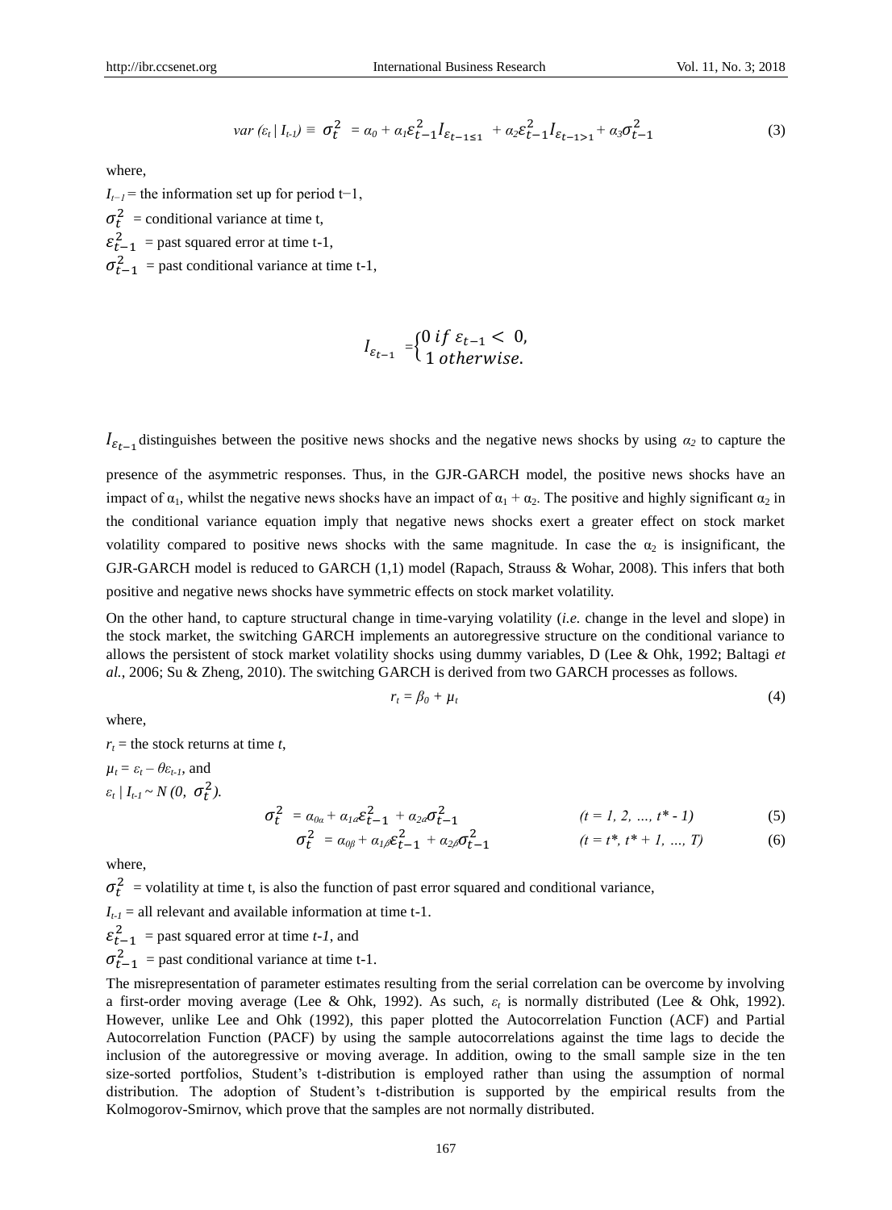$$var\,(\varepsilon_t \mid I_{t-1}) \equiv \sigma_t^2 = \alpha_0 + \alpha_1 \varepsilon_{t-1}^2 I_{\varepsilon_{t-1 \le 1}} + \alpha_2 \varepsilon_{t-1}^2 I_{\varepsilon_{t-1>1}} + \alpha_3 \sigma_{t-1}^2 \tag{3}$$

where,

$I_{t-1}$ = the information set up for period t−1,

$\sigma_t^2$ = conditional variance at time t,

$\varepsilon_{t-1}^2$ = past squared error at time t-1,

$\sigma_{t-1}^2$ = past conditional variance at time t-1,

$$I_{\varepsilon_{t-1}} = \begin{cases} 0 \; if \; \varepsilon_{t-1} < 0, \\ 1 \; otherwise. \end{cases}$$

$I_{\varepsilon_{t-1}}$ distinguishes between the positive news shocks and the negative news shocks by using $\alpha_2$ to capture the presence of the asymmetric responses. Thus, in the GJR-GARCH model, the positive news shocks have an impact of $\alpha_1$, whilst the negative news shocks have an impact of $\alpha_1 + \alpha_2$. The positive and highly significant $\alpha_2$ in the conditional variance equation imply that negative news shocks exert a greater effect on stock market volatility compared to positive news shocks with the same magnitude. In case the $\alpha_2$ is insignificant, the GJR-GARCH model is reduced to GARCH (1,1) model (Rapach, Strauss & Wohar, 2008). This infers that both positive and negative news shocks have symmetric effects on stock market volatility.

On the other hand, to capture structural change in time-varying volatility (*i.e.* change in the level and slope) in the stock market, the switching GARCH implements an autoregressive structure on the conditional variance to allows the persistent of stock market volatility shocks using dummy variables, D (Lee & Ohk, 1992; Baltagi *et al.*, 2006; Su & Zheng, 2010). The switching GARCH is derived from two GARCH processes as follows.

$$r_t = \beta_0 + \mu_t \tag{4}$$

where,

$r_t$ = the stock returns at time *t*,

$\mu_t = \varepsilon_t - \theta\varepsilon_{t-1}$, and

$\varepsilon_t \mid I_{t-1} \sim N\,(0,\; \sigma_t^2)$.

$$\sigma_t^2 = \alpha_{0\alpha} + \alpha_{1\alpha}\varepsilon_{t-1}^2 + \alpha_{2\alpha}\sigma_{t-1}^2 \qquad (t = 1, 2, \ldots, t^* - 1) \tag{5}$$

$$\sigma_t^2 = \alpha_{0\beta} + \alpha_{1\beta}\varepsilon_{t-1}^2 + \alpha_{2\beta}\sigma_{t-1}^2 \qquad (t = t^*, t^* + 1, \ldots, T) \tag{6}$$

where,

$\sigma_t^2$ = volatility at time t, is also the function of past error squared and conditional variance,

$I_{t-1}$ = all relevant and available information at time t-1.

$\varepsilon_{t-1}^2$ = past squared error at time *t-1*, and

$\sigma_{t-1}^2$ = past conditional variance at time t-1.

The misrepresentation of parameter estimates resulting from the serial correlation can be overcome by involving a first-order moving average (Lee & Ohk, 1992). As such, $\varepsilon_t$ is normally distributed (Lee & Ohk, 1992). However, unlike Lee and Ohk (1992), this paper plotted the Autocorrelation Function (ACF) and Partial Autocorrelation Function (PACF) by using the sample autocorrelations against the time lags to decide the inclusion of the autoregressive or moving average. In addition, owing to the small sample size in the ten size-sorted portfolios, Student's t-distribution is employed rather than using the assumption of normal distribution. The adoption of Student's t-distribution is supported by the empirical results from the Kolmogorov-Smirnov, which prove that the samples are not normally distributed.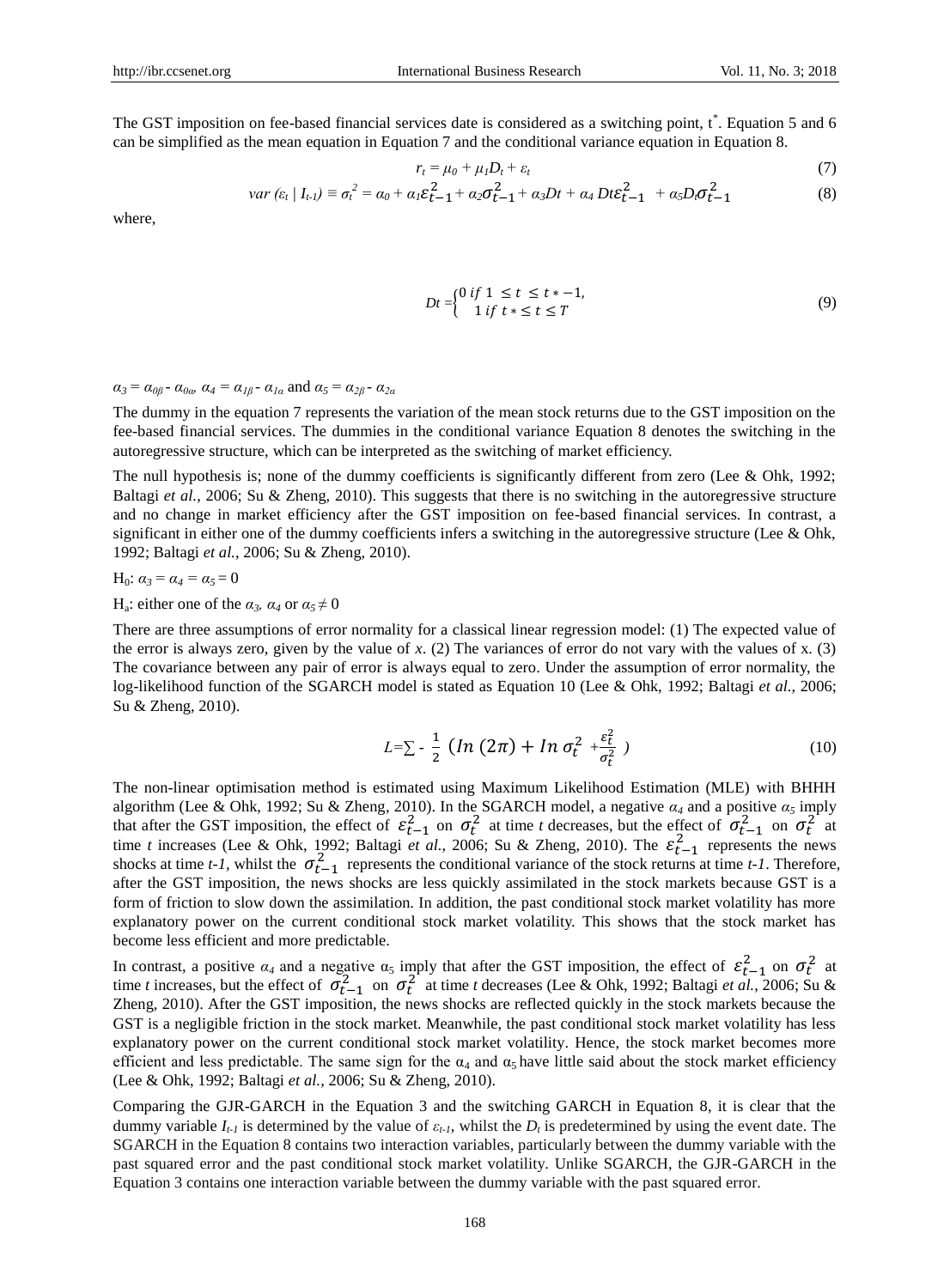The GST imposition on fee-based financial services date is considered as a switching point, $t^*$. Equation 5 and 6 can be simplified as the mean equation in Equation 7 and the conditional variance equation in Equation 8.

$$r_t = \mu_0 + \mu_1 D_t + \varepsilon_t \tag{7}$$

$$var\ (\varepsilon_t \mid I_{t-1}) \equiv \sigma_t^2 = \alpha_0 + \alpha_1 \varepsilon_{t-1}^2 + \alpha_2 \sigma_{t-1}^2 + \alpha_3 Dt + \alpha_4\ Dt\varepsilon_{t-1}^2\ + \alpha_5 D_t \sigma_{t-1}^2 \tag{8}$$

where,

$$Dt = \begin{cases} 0\ if\ 1\ \leq t\ \leq t*-1, \\ 1\ if\ t* \leq t \leq T \end{cases} \tag{9}$$

$\alpha_3 = \alpha_{0\beta} - \alpha_{0\alpha}$, $\alpha_4 = \alpha_{1\beta} - \alpha_{1\alpha}$ and $\alpha_5 = \alpha_{2\beta} - \alpha_{2\alpha}$

The dummy in the equation 7 represents the variation of the mean stock returns due to the GST imposition on the fee-based financial services. The dummies in the conditional variance Equation 8 denotes the switching in the autoregressive structure, which can be interpreted as the switching of market efficiency.

The null hypothesis is; none of the dummy coefficients is significantly different from zero (Lee & Ohk, 1992; Baltagi *et al.*, 2006; Su & Zheng, 2010). This suggests that there is no switching in the autoregressive structure and no change in market efficiency after the GST imposition on fee-based financial services. In contrast, a significant in either one of the dummy coefficients infers a switching in the autoregressive structure (Lee & Ohk, 1992; Baltagi *et al.*, 2006; Su & Zheng, 2010).

$H_0$: $\alpha_3 = \alpha_4 = \alpha_5 = 0$

$H_a$: either one of the $\alpha_3$, $\alpha_4$ or $\alpha_5 \neq 0$

There are three assumptions of error normality for a classical linear regression model: (1) The expected value of the error is always zero, given by the value of *x*. (2) The variances of error do not vary with the values of x. (3) The covariance between any pair of error is always equal to zero. Under the assumption of error normality, the log-likelihood function of the SGARCH model is stated as Equation 10 (Lee & Ohk, 1992; Baltagi *et al.*, 2006; Su & Zheng, 2010).

$$L = \sum -\ \frac{1}{2}\ (In\ (2\pi) + In\ \sigma_t^2\ + \frac{\varepsilon_t^2}{\sigma_t^2}\ ) \tag{10}$$

The non-linear optimisation method is estimated using Maximum Likelihood Estimation (MLE) with BHHH algorithm (Lee & Ohk, 1992; Su & Zheng, 2010). In the SGARCH model, a negative $\alpha_4$ and a positive $\alpha_5$ imply that after the GST imposition, the effect of $\varepsilon_{t-1}^2$ on $\sigma_t^2$ at time *t* decreases, but the effect of $\sigma_{t-1}^2$ on $\sigma_t^2$ at time *t* increases (Lee & Ohk, 1992; Baltagi *et al.*, 2006; Su & Zheng, 2010). The $\varepsilon_{t-1}^2$ represents the news shocks at time *t-1*, whilst the $\sigma_{t-1}^2$ represents the conditional variance of the stock returns at time *t-1*. Therefore, after the GST imposition, the news shocks are less quickly assimilated in the stock markets because GST is a form of friction to slow down the assimilation. In addition, the past conditional stock market volatility has more explanatory power on the current conditional stock market volatility. This shows that the stock market has become less efficient and more predictable.

In contrast, a positive $\alpha_4$ and a negative $\alpha_5$ imply that after the GST imposition, the effect of $\varepsilon_{t-1}^2$ on $\sigma_t^2$ at time *t* increases, but the effect of $\sigma_{t-1}^2$ on $\sigma_t^2$ at time *t* decreases (Lee & Ohk, 1992; Baltagi *et al.*, 2006; Su & Zheng, 2010). After the GST imposition, the news shocks are reflected quickly in the stock markets because the GST is a negligible friction in the stock market. Meanwhile, the past conditional stock market volatility has less explanatory power on the current conditional stock market volatility. Hence, the stock market becomes more efficient and less predictable. The same sign for the $\alpha_4$ and $\alpha_5$ have little said about the stock market efficiency (Lee & Ohk, 1992; Baltagi *et al.*, 2006; Su & Zheng, 2010).

Comparing the GJR-GARCH in the Equation 3 and the switching GARCH in Equation 8, it is clear that the dummy variable $I_{t-1}$ is determined by the value of $\varepsilon_{t-1}$, whilst the $D_t$ is predetermined by using the event date. The SGARCH in the Equation 8 contains two interaction variables, particularly between the dummy variable with the past squared error and the past conditional stock market volatility. Unlike SGARCH, the GJR-GARCH in the Equation 3 contains one interaction variable between the dummy variable with the past squared error.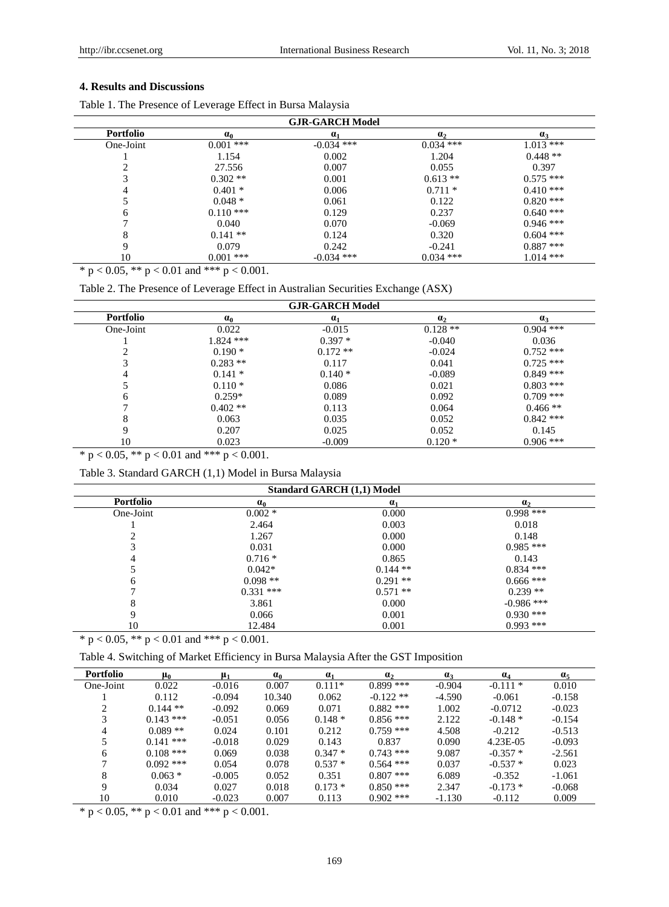### 4. Results and Discussions

Table 1. The Presence of Leverage Effect in Bursa Malaysia

| GJR-GARCH Model | | | | |
|---|---|---|---|---|
| **Portfolio** | $\alpha_0$ | $\alpha_1$ | $\alpha_2$ | $\alpha_3$ |
| One-Joint | 0.001 *** | -0.034 *** | 0.034 *** | 1.013 *** |
| 1 | 1.154 | 0.002 | 1.204 | 0.448 ** |
| 2 | 27.556 | 0.007 | 0.055 | 0.397 |
| 3 | 0.302 ** | 0.001 | 0.613 ** | 0.575 *** |
| 4 | 0.401 * | 0.006 | 0.711 * | 0.410 *** |
| 5 | 0.048 * | 0.061 | 0.122 | 0.820 *** |
| 6 | 0.110 *** | 0.129 | 0.237 | 0.640 *** |
| 7 | 0.040 | 0.070 | -0.069 | 0.946 *** |
| 8 | 0.141 ** | 0.124 | 0.320 | 0.604 *** |
| 9 | 0.079 | 0.242 | -0.241 | 0.887 *** |
| 10 | 0.001 *** | -0.034 *** | 0.034 *** | 1.014 *** |

* $p < 0.05$, ** $p < 0.01$ and *** $p < 0.001$.

Table 2. The Presence of Leverage Effect in Australian Securities Exchange (ASX)

| GJR-GARCH Model | | | | |
|---|---|---|---|---|
| **Portfolio** | $\alpha_0$ | $\alpha_1$ | $\alpha_2$ | $\alpha_3$ |
| One-Joint | 0.022 | -0.015 | 0.128 ** | 0.904 *** |
| 1 | 1.824 *** | 0.397 * | -0.040 | 0.036 |
| 2 | 0.190 * | 0.172 ** | -0.024 | 0.752 *** |
| 3 | 0.283 ** | 0.117 | 0.041 | 0.725 *** |
| 4 | 0.141 * | 0.140 * | -0.089 | 0.849 *** |
| 5 | 0.110 * | 0.086 | 0.021 | 0.803 *** |
| 6 | 0.259* | 0.089 | 0.092 | 0.709 *** |
| 7 | 0.402 ** | 0.113 | 0.064 | 0.466 ** |
| 8 | 0.063 | 0.035 | 0.052 | 0.842 *** |
| 9 | 0.207 | 0.025 | 0.052 | 0.145 |
| 10 | 0.023 | -0.009 | 0.120 * | 0.906 *** |

* $p < 0.05$, ** $p < 0.01$ and *** $p < 0.001$.

Table 3. Standard GARCH (1,1) Model in Bursa Malaysia

| Standard GARCH (1,1) Model | | | |
|---|---|---|---|
| **Portfolio** | $\alpha_0$ | $\alpha_1$ | $\alpha_2$ |
| One-Joint | 0.002 * | 0.000 | 0.998 *** |
| 1 | 2.464 | 0.003 | 0.018 |
| 2 | 1.267 | 0.000 | 0.148 |
| 3 | 0.031 | 0.000 | 0.985 *** |
| 4 | 0.716 * | 0.865 | 0.143 |
| 5 | 0.042* | 0.144 ** | 0.834 *** |
| 6 | 0.098 ** | 0.291 ** | 0.666 *** |
| 7 | 0.331 *** | 0.571 ** | 0.239 ** |
| 8 | 3.861 | 0.000 | -0.986 *** |
| 9 | 0.066 | 0.001 | 0.930 *** |
| 10 | 12.484 | 0.001 | 0.993 *** |

* $p < 0.05$, ** $p < 0.01$ and *** $p < 0.001$.

Table 4. Switching of Market Efficiency in Bursa Malaysia After the GST Imposition

| **Portfolio** | $\mu_0$ | $\mu_1$ | $\alpha_0$ | $\alpha_1$ | $\alpha_2$ | $\alpha_3$ | $\alpha_4$ | $\alpha_5$ |
|---|---|---|---|---|---|---|---|---|
| One-Joint | 0.022 | -0.016 | 0.007 | 0.111* | 0.899 *** | -0.904 | -0.111 * | 0.010 |
| 1 | 0.112 | -0.094 | 10.340 | 0.062 | -0.122 ** | -4.590 | -0.061 | -0.158 |
| 2 | 0.144 ** | -0.092 | 0.069 | 0.071 | 0.882 *** | 1.002 | -0.0712 | -0.023 |
| 3 | 0.143 *** | -0.051 | 0.056 | 0.148 * | 0.856 *** | 2.122 | -0.148 * | -0.154 |
| 4 | 0.089 ** | 0.024 | 0.101 | 0.212 | 0.759 *** | 4.508 | -0.212 | -0.513 |
| 5 | 0.141 *** | -0.018 | 0.029 | 0.143 | 0.837 | 0.090 | 4.23E-05 | -0.093 |
| 6 | 0.108 *** | 0.069 | 0.038 | 0.347 * | 0.743 *** | 9.087 | -0.357 * | -2.561 |
| 7 | 0.092 *** | 0.054 | 0.078 | 0.537 * | 0.564 *** | 0.037 | -0.537 * | 0.023 |
| 8 | 0.063 * | -0.005 | 0.052 | 0.351 | 0.807 *** | 6.089 | -0.352 | -1.061 |
| 9 | 0.034 | 0.027 | 0.018 | 0.173 * | 0.850 *** | 2.347 | -0.173 * | -0.068 |
| 10 | 0.010 | -0.023 | 0.007 | 0.113 | 0.902 *** | -1.130 | -0.112 | 0.009 |

* $p < 0.05$, ** $p < 0.01$ and *** $p < 0.001$.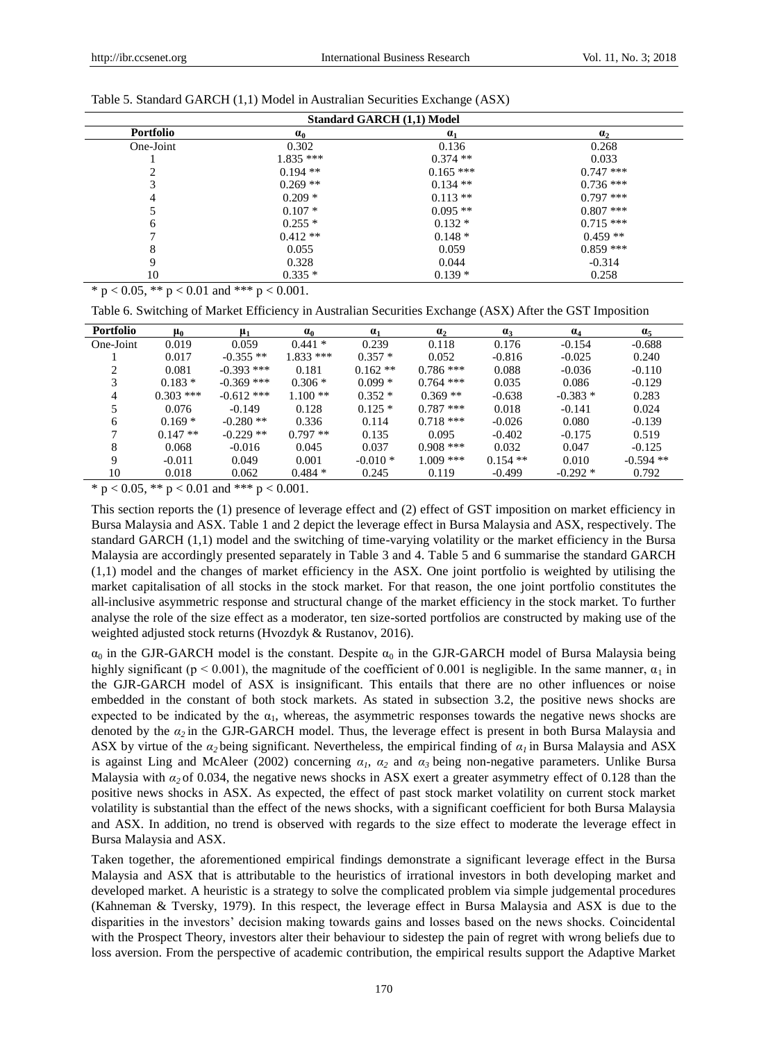Table 5. Standard GARCH (1,1) Model in Australian Securities Exchange (ASX)

| Standard GARCH (1,1) Model | | | |
|---|---|---|---|
| Portfolio | $\alpha_0$ | $\alpha_1$ | $\alpha_2$ |
| One-Joint | 0.302 | 0.136 | 0.268 |
| 1 | 1.835 *** | 0.374 ** | 0.033 |
| 2 | 0.194 ** | 0.165 *** | 0.747 *** |
| 3 | 0.269 ** | 0.134 ** | 0.736 *** |
| 4 | 0.209 * | 0.113 ** | 0.797 *** |
| 5 | 0.107 * | 0.095 ** | 0.807 *** |
| 6 | 0.255 * | 0.132 * | 0.715 *** |
| 7 | 0.412 ** | 0.148 * | 0.459 ** |
| 8 | 0.055 | 0.059 | 0.859 *** |
| 9 | 0.328 | 0.044 | -0.314 |
| 10 | 0.335 * | 0.139 * | 0.258 |

* $p < 0.05$, ** $p < 0.01$ and *** $p < 0.001$.

Table 6. Switching of Market Efficiency in Australian Securities Exchange (ASX) After the GST Imposition

| Portfolio | $\mu_0$ | $\mu_1$ | $\alpha_0$ | $\alpha_1$ | $\alpha_2$ | $\alpha_3$ | $\alpha_4$ | $\alpha_5$ |
|---|---|---|---|---|---|---|---|---|
| One-Joint | 0.019 | 0.059 | 0.441 * | 0.239 | 0.118 | 0.176 | -0.154 | -0.688 |
| 1 | 0.017 | -0.355 ** | 1.833 *** | 0.357 * | 0.052 | -0.816 | -0.025 | 0.240 |
| 2 | 0.081 | -0.393 *** | 0.181 | 0.162 ** | 0.786 *** | 0.088 | -0.036 | -0.110 |
| 3 | 0.183 * | -0.369 *** | 0.306 * | 0.099 * | 0.764 *** | 0.035 | 0.086 | -0.129 |
| 4 | 0.303 *** | -0.612 *** | 1.100 ** | 0.352 * | 0.369 ** | -0.638 | -0.383 * | 0.283 |
| 5 | 0.076 | -0.149 | 0.128 | 0.125 * | 0.787 *** | 0.018 | -0.141 | 0.024 |
| 6 | 0.169 * | -0.280 ** | 0.336 | 0.114 | 0.718 *** | -0.026 | 0.080 | -0.139 |
| 7 | 0.147 ** | -0.229 ** | 0.797 ** | 0.135 | 0.095 | -0.402 | -0.175 | 0.519 |
| 8 | 0.068 | -0.016 | 0.045 | 0.037 | 0.908 *** | 0.032 | 0.047 | -0.125 |
| 9 | -0.011 | 0.049 | 0.001 | -0.010 * | 1.009 *** | 0.154 ** | 0.010 | -0.594 ** |
| 10 | 0.018 | 0.062 | 0.484 * | 0.245 | 0.119 | -0.499 | -0.292 * | 0.792 |

* $p < 0.05$, ** $p < 0.01$ and *** $p < 0.001$.

This section reports the (1) presence of leverage effect and (2) effect of GST imposition on market efficiency in Bursa Malaysia and ASX. Table 1 and 2 depict the leverage effect in Bursa Malaysia and ASX, respectively. The standard GARCH (1,1) model and the switching of time-varying volatility or the market efficiency in the Bursa Malaysia are accordingly presented separately in Table 3 and 4. Table 5 and 6 summarise the standard GARCH (1,1) model and the changes of market efficiency in the ASX. One joint portfolio is weighted by utilising the market capitalisation of all stocks in the stock market. For that reason, the one joint portfolio constitutes the all-inclusive asymmetric response and structural change of the market efficiency in the stock market. To further analyse the role of the size effect as a moderator, ten size-sorted portfolios are constructed by making use of the weighted adjusted stock returns (Hvozdyk & Rustanov, 2016).

$\alpha_0$ in the GJR-GARCH model is the constant. Despite $\alpha_0$ in the GJR-GARCH model of Bursa Malaysia being highly significant ($p < 0.001$), the magnitude of the coefficient of 0.001 is negligible. In the same manner, $\alpha_1$ in the GJR-GARCH model of ASX is insignificant. This entails that there are no other influences or noise embedded in the constant of both stock markets. As stated in subsection 3.2, the positive news shocks are expected to be indicated by the $\alpha_1$, whereas, the asymmetric responses towards the negative news shocks are denoted by the $\alpha_2$ in the GJR-GARCH model. Thus, the leverage effect is present in both Bursa Malaysia and ASX by virtue of the $\alpha_2$ being significant. Nevertheless, the empirical finding of $\alpha_1$ in Bursa Malaysia and ASX is against Ling and McAleer (2002) concerning $\alpha_1$, $\alpha_2$ and $\alpha_3$ being non-negative parameters. Unlike Bursa Malaysia with $\alpha_2$ of 0.034, the negative news shocks in ASX exert a greater asymmetry effect of 0.128 than the positive news shocks in ASX. As expected, the effect of past stock market volatility on current stock market volatility is substantial than the effect of the news shocks, with a significant coefficient for both Bursa Malaysia and ASX. In addition, no trend is observed with regards to the size effect to moderate the leverage effect in Bursa Malaysia and ASX.

Taken together, the aforementioned empirical findings demonstrate a significant leverage effect in the Bursa Malaysia and ASX that is attributable to the heuristics of irrational investors in both developing market and developed market. A heuristic is a strategy to solve the complicated problem via simple judgemental procedures (Kahneman & Tversky, 1979). In this respect, the leverage effect in Bursa Malaysia and ASX is due to the disparities in the investors' decision making towards gains and losses based on the news shocks. Coincidental with the Prospect Theory, investors alter their behaviour to sidestep the pain of regret with wrong beliefs due to loss aversion. From the perspective of academic contribution, the empirical results support the Adaptive Market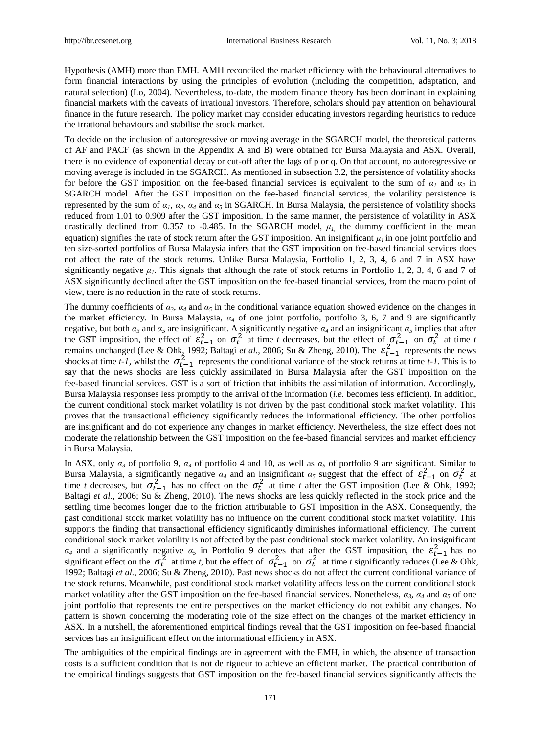Hypothesis (AMH) more than EMH. AMH reconciled the market efficiency with the behavioural alternatives to form financial interactions by using the principles of evolution (including the competition, adaptation, and natural selection) (Lo, 2004). Nevertheless, to-date, the modern finance theory has been dominant in explaining financial markets with the caveats of irrational investors. Therefore, scholars should pay attention on behavioural finance in the future research. The policy market may consider educating investors regarding heuristics to reduce the irrational behaviours and stabilise the stock market.

To decide on the inclusion of autoregressive or moving average in the SGARCH model, the theoretical patterns of AF and PACF (as shown in the Appendix A and B) were obtained for Bursa Malaysia and ASX. Overall, there is no evidence of exponential decay or cut-off after the lags of p or q. On that account, no autoregressive or moving average is included in the SGARCH. As mentioned in subsection 3.2, the persistence of volatility shocks for before the GST imposition on the fee-based financial services is equivalent to the sum of $\alpha_1$ and $\alpha_2$ in SGARCH model. After the GST imposition on the fee-based financial services, the volatility persistence is represented by the sum of $\alpha_1$, $\alpha_2$, $\alpha_4$ and $\alpha_5$ in SGARCH. In Bursa Malaysia, the persistence of volatility shocks reduced from 1.01 to 0.909 after the GST imposition. In the same manner, the persistence of volatility in ASX drastically declined from 0.357 to -0.485. In the SGARCH model, $\mu_1$, the dummy coefficient in the mean equation) signifies the rate of stock return after the GST imposition. An insignificant $\mu_1$ in one joint portfolio and ten size-sorted portfolios of Bursa Malaysia infers that the GST imposition on fee-based financial services does not affect the rate of the stock returns. Unlike Bursa Malaysia, Portfolio 1, 2, 3, 4, 6 and 7 in ASX have significantly negative $\mu_1$. This signals that although the rate of stock returns in Portfolio 1, 2, 3, 4, 6 and 7 of ASX significantly declined after the GST imposition on the fee-based financial services, from the macro point of view, there is no reduction in the rate of stock returns.

The dummy coefficients of $\alpha_3$, $\alpha_4$ and $\alpha_5$ in the conditional variance equation showed evidence on the changes in the market efficiency. In Bursa Malaysia, $\alpha_4$ of one joint portfolio, portfolio 3, 6, 7 and 9 are significantly negative, but both $\alpha_3$ and $\alpha_5$ are insignificant. A significantly negative $\alpha_4$ and an insignificant $\alpha_5$ implies that after the GST imposition, the effect of $\varepsilon_{t-1}^2$ on $\sigma_t^2$ at time *t* decreases, but the effect of $\sigma_{t-1}^2$ on $\sigma_t^2$ at time *t* remains unchanged (Lee & Ohk, 1992; Baltagi *et al.*, 2006; Su & Zheng, 2010). The $\varepsilon_{t-1}^2$ represents the news shocks at time *t-1*, whilst the $\sigma_{t-1}^2$ represents the conditional variance of the stock returns at time *t-1*. This is to say that the news shocks are less quickly assimilated in Bursa Malaysia after the GST imposition on the fee-based financial services. GST is a sort of friction that inhibits the assimilation of information. Accordingly, Bursa Malaysia responses less promptly to the arrival of the information (*i.e.* becomes less efficient). In addition, the current conditional stock market volatility is not driven by the past conditional stock market volatility. This proves that the transactional efficiency significantly reduces the informational efficiency. The other portfolios are insignificant and do not experience any changes in market efficiency. Nevertheless, the size effect does not moderate the relationship between the GST imposition on the fee-based financial services and market efficiency in Bursa Malaysia.

In ASX, only $\alpha_3$ of portfolio 9, $\alpha_4$ of portfolio 4 and 10, as well as $\alpha_5$ of portfolio 9 are significant. Similar to Bursa Malaysia, a significantly negative $\alpha_4$ and an insignificant $\alpha_5$ suggest that the effect of $\varepsilon_{t-1}^2$ on $\sigma_t^2$ at time *t* decreases, but $\sigma_{t-1}^2$ has no effect on the $\sigma_t^2$ at time *t* after the GST imposition (Lee & Ohk, 1992; Baltagi *et al.*, 2006; Su & Zheng, 2010). The news shocks are less quickly reflected in the stock price and the settling time becomes longer due to the friction attributable to GST imposition in the ASX. Consequently, the past conditional stock market volatility has no influence on the current conditional stock market volatility. This supports the finding that transactional efficiency significantly diminishes informational efficiency. The current conditional stock market volatility is not affected by the past conditional stock market volatility. An insignificant $\alpha_4$ and a significantly negative $\alpha_5$ in Portfolio 9 denotes that after the GST imposition, the $\varepsilon_{t-1}^2$ has no significant effect on the $\sigma_t^2$ at time *t*, but the effect of $\sigma_{t-1}^2$ on $\sigma_t^2$ at time *t* significantly reduces (Lee & Ohk, 1992; Baltagi *et al.*, 2006; Su & Zheng, 2010). Past news shocks do not affect the current conditional variance of the stock returns. Meanwhile, past conditional stock market volatility affects less on the current conditional stock market volatility after the GST imposition on the fee-based financial services. Nonetheless, $\alpha_3$, $\alpha_4$ and $\alpha_5$ of one joint portfolio that represents the entire perspectives on the market efficiency do not exhibit any changes. No pattern is shown concerning the moderating role of the size effect on the changes of the market efficiency in ASX. In a nutshell, the aforementioned empirical findings reveal that the GST imposition on fee-based financial services has an insignificant effect on the informational efficiency in ASX.

The ambiguities of the empirical findings are in agreement with the EMH, in which, the absence of transaction costs is a sufficient condition that is not de rigueur to achieve an efficient market. The practical contribution of the empirical findings suggests that GST imposition on the fee-based financial services significantly affects the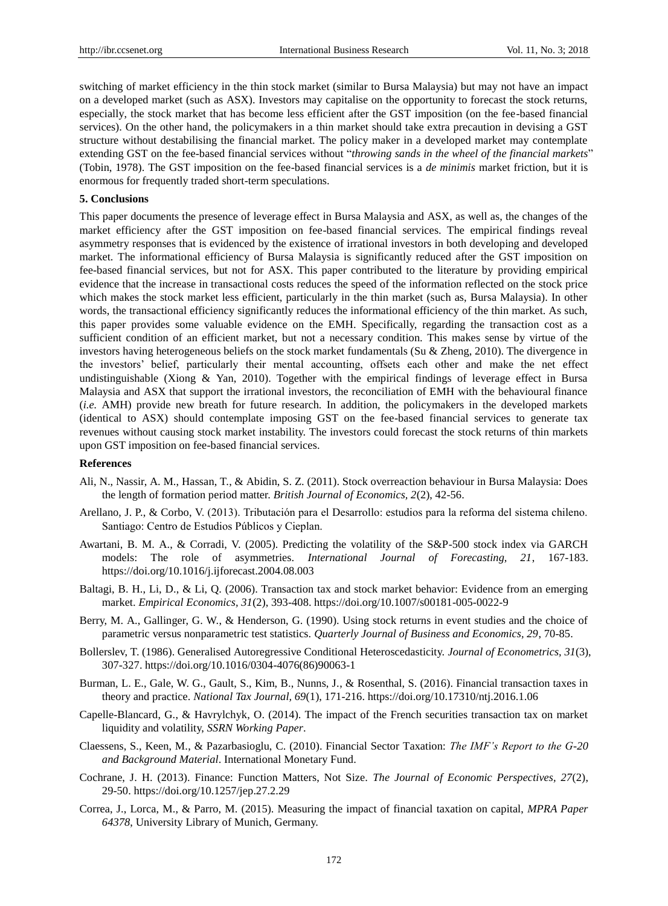switching of market efficiency in the thin stock market (similar to Bursa Malaysia) but may not have an impact on a developed market (such as ASX). Investors may capitalise on the opportunity to forecast the stock returns, especially, the stock market that has become less efficient after the GST imposition (on the fee-based financial services). On the other hand, the policymakers in a thin market should take extra precaution in devising a GST structure without destabilising the financial market. The policy maker in a developed market may contemplate extending GST on the fee-based financial services without "*throwing sands in the wheel of the financial markets*" (Tobin, 1978). The GST imposition on the fee-based financial services is a *de minimis* market friction, but it is enormous for frequently traded short-term speculations.

## 5. Conclusions

This paper documents the presence of leverage effect in Bursa Malaysia and ASX, as well as, the changes of the market efficiency after the GST imposition on fee-based financial services. The empirical findings reveal asymmetry responses that is evidenced by the existence of irrational investors in both developing and developed market. The informational efficiency of Bursa Malaysia is significantly reduced after the GST imposition on fee-based financial services, but not for ASX. This paper contributed to the literature by providing empirical evidence that the increase in transactional costs reduces the speed of the information reflected on the stock price which makes the stock market less efficient, particularly in the thin market (such as, Bursa Malaysia). In other words, the transactional efficiency significantly reduces the informational efficiency of the thin market. As such, this paper provides some valuable evidence on the EMH. Specifically, regarding the transaction cost as a sufficient condition of an efficient market, but not a necessary condition. This makes sense by virtue of the investors having heterogeneous beliefs on the stock market fundamentals (Su & Zheng, 2010). The divergence in the investors' belief, particularly their mental accounting, offsets each other and make the net effect undistinguishable (Xiong & Yan, 2010). Together with the empirical findings of leverage effect in Bursa Malaysia and ASX that support the irrational investors, the reconciliation of EMH with the behavioural finance (*i.e.* AMH) provide new breath for future research. In addition, the policymakers in the developed markets (identical to ASX) should contemplate imposing GST on the fee-based financial services to generate tax revenues without causing stock market instability. The investors could forecast the stock returns of thin markets upon GST imposition on fee-based financial services.

## References

Ali, N., Nassir, A. M., Hassan, T., & Abidin, S. Z. (2011). Stock overreaction behaviour in Bursa Malaysia: Does the length of formation period matter. *British Journal of Economics, 2*(2), 42-56.

Arellano, J. P., & Corbo, V. (2013). Tributación para el Desarrollo: estudios para la reforma del sistema chileno. Santiago: Centro de Estudios Públicos y Cieplan.

Awartani, B. M. A., & Corradi, V. (2005). Predicting the volatility of the S&P-500 stock index via GARCH models: The role of asymmetries. *International Journal of Forecasting, 21*, 167-183. https://doi.org/10.1016/j.ijforecast.2004.08.003

Baltagi, B. H., Li, D., & Li, Q. (2006). Transaction tax and stock market behavior: Evidence from an emerging market. *Empirical Economics, 31*(2), 393-408. https://doi.org/10.1007/s00181-005-0022-9

Berry, M. A., Gallinger, G. W., & Henderson, G. (1990). Using stock returns in event studies and the choice of parametric versus nonparametric test statistics. *Quarterly Journal of Business and Economics, 29*, 70-85.

Bollerslev, T. (1986). Generalised Autoregressive Conditional Heteroscedasticity. *Journal of Econometrics, 31*(3), 307-327. https://doi.org/10.1016/0304-4076(86)90063-1

Burman, L. E., Gale, W. G., Gault, S., Kim, B., Nunns, J., & Rosenthal, S. (2016). Financial transaction taxes in theory and practice. *National Tax Journal, 69*(1), 171-216. https://doi.org/10.17310/ntj.2016.1.06

Capelle-Blancard, G., & Havrylchyk, O. (2014). The impact of the French securities transaction tax on market liquidity and volatility, *SSRN Working Paper*.

Claessens, S., Keen, M., & Pazarbasioglu, C. (2010). Financial Sector Taxation: *The IMF's Report to the G-20 and Background Material*. International Monetary Fund.

Cochrane, J. H. (2013). Finance: Function Matters, Not Size. *The Journal of Economic Perspectives, 27*(2), 29-50. https://doi.org/10.1257/jep.27.2.29

Correa, J., Lorca, M., & Parro, M. (2015). Measuring the impact of financial taxation on capital, *MPRA Paper 64378*, University Library of Munich, Germany.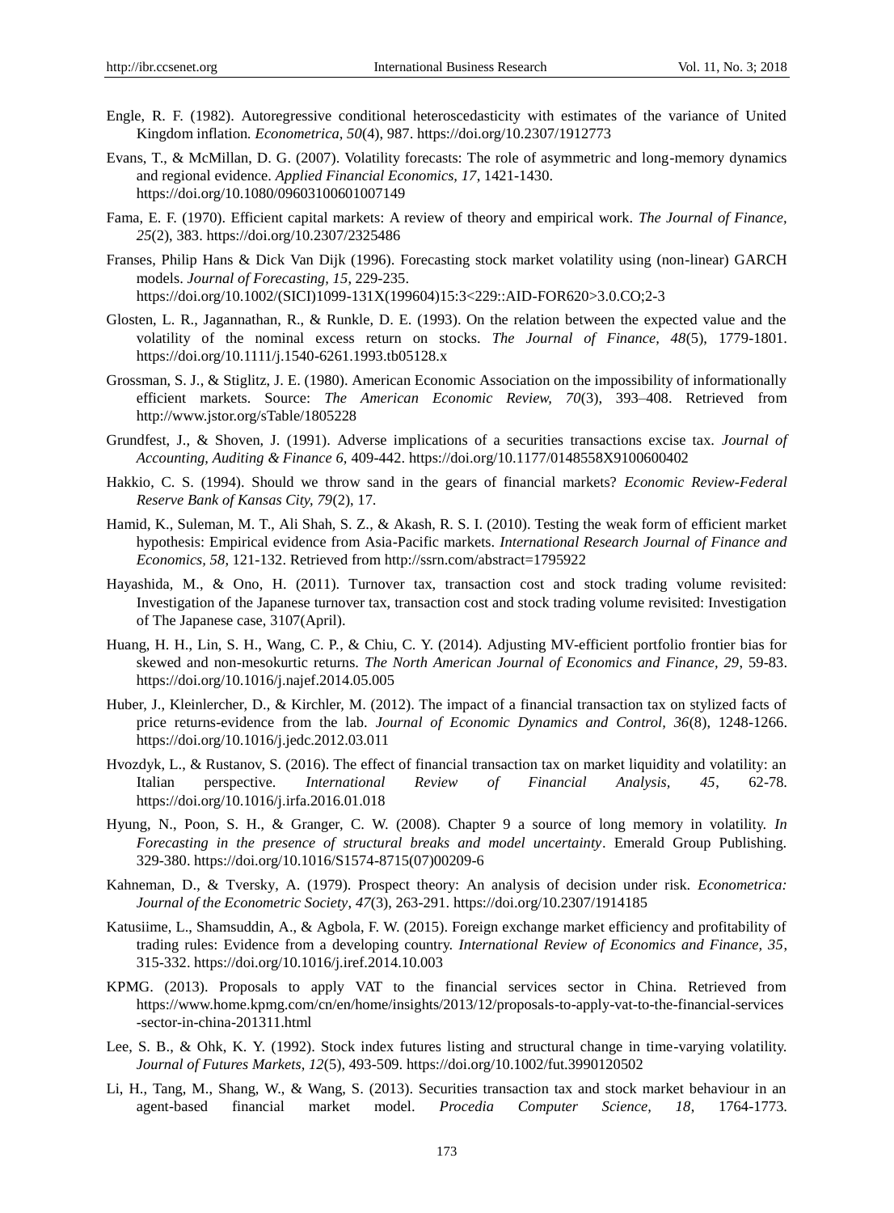Engle, R. F. (1982). Autoregressive conditional heteroscedasticity with estimates of the variance of United Kingdom inflation. *Econometrica, 50*(4), 987. https://doi.org/10.2307/1912773

Evans, T., & McMillan, D. G. (2007). Volatility forecasts: The role of asymmetric and long-memory dynamics and regional evidence. *Applied Financial Economics, 17*, 1421-1430. https://doi.org/10.1080/09603100601007149

Fama, E. F. (1970). Efficient capital markets: A review of theory and empirical work. *The Journal of Finance, 25*(2), 383. https://doi.org/10.2307/2325486

Franses, Philip Hans & Dick Van Dijk (1996). Forecasting stock market volatility using (non-linear) GARCH models. *Journal of Forecasting, 15*, 229-235. https://doi.org/10.1002/(SICI)1099-131X(199604)15:3<229::AID-FOR620>3.0.CO;2-3

Glosten, L. R., Jagannathan, R., & Runkle, D. E. (1993). On the relation between the expected value and the volatility of the nominal excess return on stocks. *The Journal of Finance, 48*(5), 1779-1801. https://doi.org/10.1111/j.1540-6261.1993.tb05128.x

Grossman, S. J., & Stiglitz, J. E. (1980). American Economic Association on the impossibility of informationally efficient markets. Source: *The American Economic Review, 70*(3), 393–408. Retrieved from http://www.jstor.org/sTable/1805228

Grundfest, J., & Shoven, J. (1991). Adverse implications of a securities transactions excise tax. *Journal of Accounting, Auditing & Finance 6*, 409-442. https://doi.org/10.1177/0148558X9100600402

Hakkio, C. S. (1994). Should we throw sand in the gears of financial markets? *Economic Review-Federal Reserve Bank of Kansas City, 79*(2), 17.

Hamid, K., Suleman, M. T., Ali Shah, S. Z., & Akash, R. S. I. (2010). Testing the weak form of efficient market hypothesis: Empirical evidence from Asia-Pacific markets. *International Research Journal of Finance and Economics, 58*, 121-132. Retrieved from http://ssrn.com/abstract=1795922

Hayashida, M., & Ono, H. (2011). Turnover tax, transaction cost and stock trading volume revisited: Investigation of the Japanese turnover tax, transaction cost and stock trading volume revisited: Investigation of The Japanese case, 3107(April).

Huang, H. H., Lin, S. H., Wang, C. P., & Chiu, C. Y. (2014). Adjusting MV-efficient portfolio frontier bias for skewed and non-mesokurtic returns. *The North American Journal of Economics and Finance, 29*, 59-83. https://doi.org/10.1016/j.najef.2014.05.005

Huber, J., Kleinlercher, D., & Kirchler, M. (2012). The impact of a financial transaction tax on stylized facts of price returns-evidence from the lab. *Journal of Economic Dynamics and Control, 36*(8), 1248-1266. https://doi.org/10.1016/j.jedc.2012.03.011

Hvozdyk, L., & Rustanov, S. (2016). The effect of financial transaction tax on market liquidity and volatility: an Italian perspective. *International Review of Financial Analysis, 45*, 62-78. https://doi.org/10.1016/j.irfa.2016.01.018

Hyung, N., Poon, S. H., & Granger, C. W. (2008). Chapter 9 a source of long memory in volatility. *In Forecasting in the presence of structural breaks and model uncertainty*. Emerald Group Publishing. 329-380. https://doi.org/10.1016/S1574-8715(07)00209-6

Kahneman, D., & Tversky, A. (1979). Prospect theory: An analysis of decision under risk. *Econometrica: Journal of the Econometric Society, 47*(3), 263-291. https://doi.org/10.2307/1914185

Katusiime, L., Shamsuddin, A., & Agbola, F. W. (2015). Foreign exchange market efficiency and profitability of trading rules: Evidence from a developing country. *International Review of Economics and Finance, 35*, 315-332. https://doi.org/10.1016/j.iref.2014.10.003

KPMG. (2013). Proposals to apply VAT to the financial services sector in China. Retrieved from https://www.home.kpmg.com/cn/en/home/insights/2013/12/proposals-to-apply-vat-to-the-financial-services-sector-in-china-201311.html

Lee, S. B., & Ohk, K. Y. (1992). Stock index futures listing and structural change in time-varying volatility. *Journal of Futures Markets, 12*(5), 493-509. https://doi.org/10.1002/fut.3990120502

Li, H., Tang, M., Shang, W., & Wang, S. (2013). Securities transaction tax and stock market behaviour in an agent-based financial market model. *Procedia Computer Science, 18*, 1764-1773.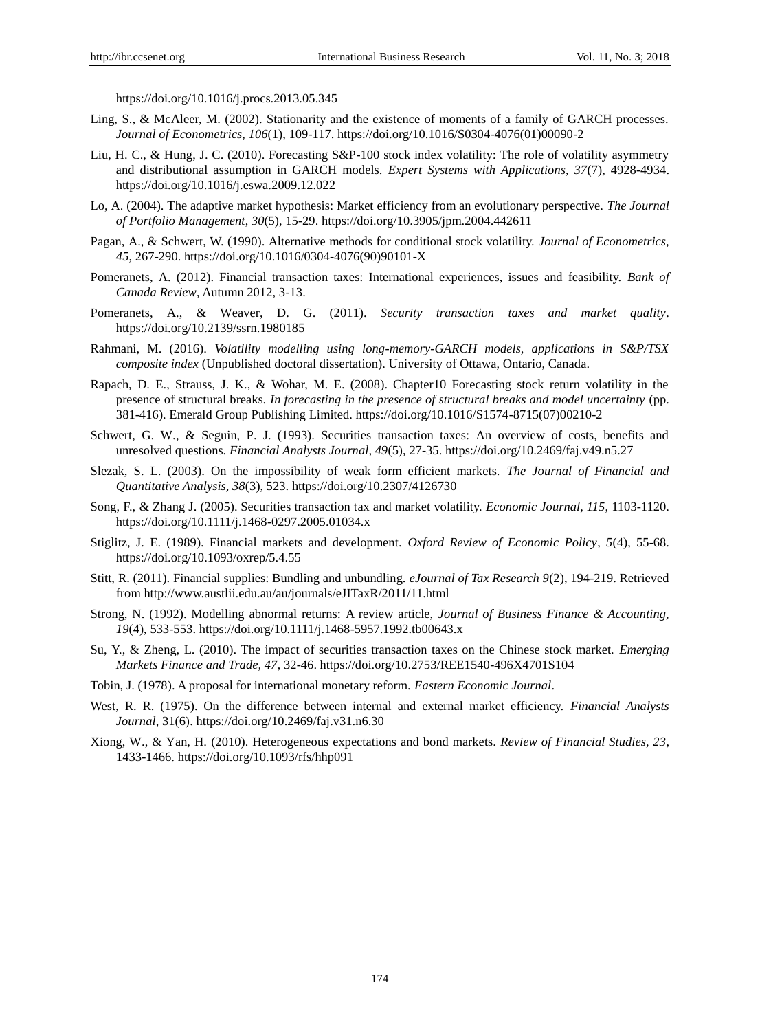https://doi.org/10.1016/j.procs.2013.05.345

Ling, S., & McAleer, M. (2002). Stationarity and the existence of moments of a family of GARCH processes. *Journal of Econometrics, 106*(1), 109-117. https://doi.org/10.1016/S0304-4076(01)00090-2

Liu, H. C., & Hung, J. C. (2010). Forecasting S&P-100 stock index volatility: The role of volatility asymmetry and distributional assumption in GARCH models. *Expert Systems with Applications, 37*(7), 4928-4934. https://doi.org/10.1016/j.eswa.2009.12.022

Lo, A. (2004). The adaptive market hypothesis: Market efficiency from an evolutionary perspective. *The Journal of Portfolio Management*, *30*(5), 15-29. https://doi.org/10.3905/jpm.2004.442611

Pagan, A., & Schwert, W. (1990). Alternative methods for conditional stock volatility. *Journal of Econometrics, 45*, 267-290. https://doi.org/10.1016/0304-4076(90)90101-X

Pomeranets, A. (2012). Financial transaction taxes: International experiences, issues and feasibility. *Bank of Canada Review*, Autumn 2012, 3-13.

Pomeranets, A., & Weaver, D. G. (2011). *Security transaction taxes and market quality*. https://doi.org/10.2139/ssrn.1980185

Rahmani, M. (2016). *Volatility modelling using long-memory-GARCH models, applications in S&P/TSX composite index* (Unpublished doctoral dissertation). University of Ottawa, Ontario, Canada.

Rapach, D. E., Strauss, J. K., & Wohar, M. E. (2008). Chapter10 Forecasting stock return volatility in the presence of structural breaks. *In forecasting in the presence of structural breaks and model uncertainty* (pp. 381-416). Emerald Group Publishing Limited. https://doi.org/10.1016/S1574-8715(07)00210-2

Schwert, G. W., & Seguin, P. J. (1993). Securities transaction taxes: An overview of costs, benefits and unresolved questions. *Financial Analysts Journal, 49*(5), 27-35. https://doi.org/10.2469/faj.v49.n5.27

Slezak, S. L. (2003). On the impossibility of weak form efficient markets. *The Journal of Financial and Quantitative Analysis, 38*(3), 523. https://doi.org/10.2307/4126730

Song, F., & Zhang J. (2005). Securities transaction tax and market volatility. *Economic Journal, 115*, 1103-1120. https://doi.org/10.1111/j.1468-0297.2005.01034.x

Stiglitz, J. E. (1989). Financial markets and development. *Oxford Review of Economic Policy*, *5*(4), 55-68. https://doi.org/10.1093/oxrep/5.4.55

Stitt, R. (2011). Financial supplies: Bundling and unbundling. *eJournal of Tax Research 9*(2), 194-219. Retrieved from http://www.austlii.edu.au/au/journals/eJITaxR/2011/11.html

Strong, N. (1992). Modelling abnormal returns: A review article, *Journal of Business Finance & Accounting*, *19*(4), 533-553. https://doi.org/10.1111/j.1468-5957.1992.tb00643.x

Su, Y., & Zheng, L. (2010). The impact of securities transaction taxes on the Chinese stock market. *Emerging Markets Finance and Trade, 47*, 32-46. https://doi.org/10.2753/REE1540-496X4701S104

Tobin, J. (1978). A proposal for international monetary reform. *Eastern Economic Journal*.

West, R. R. (1975). On the difference between internal and external market efficiency. *Financial Analysts Journal*, 31(6). https://doi.org/10.2469/faj.v31.n6.30

Xiong, W., & Yan, H. (2010). Heterogeneous expectations and bond markets. *Review of Financial Studies, 23*, 1433-1466. https://doi.org/10.1093/rfs/hhp091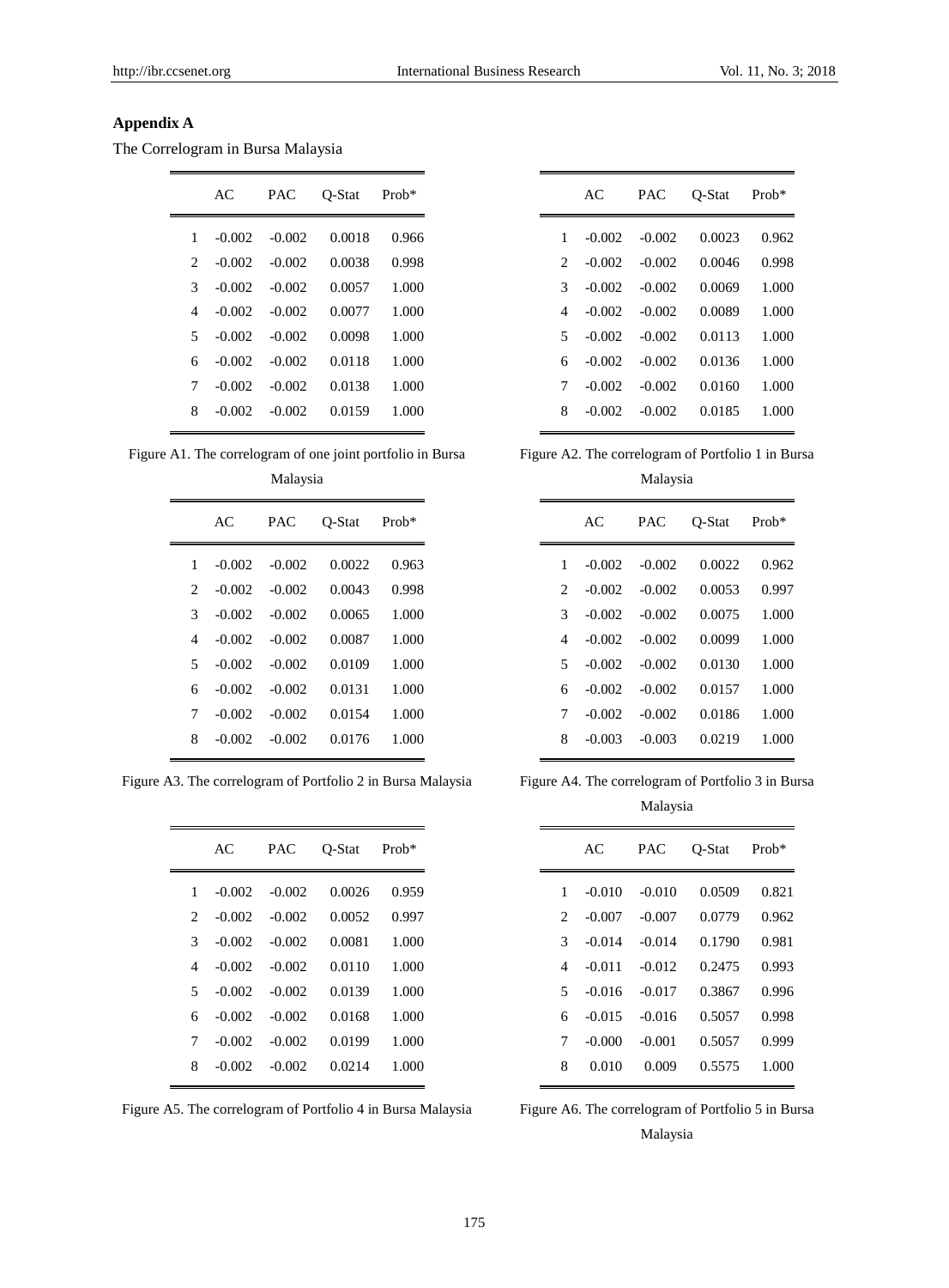## Appendix A

The Correlogram in Bursa Malaysia

| | AC | PAC | Q-Stat | Prob* |
|---|---|---|---|---|
| 1 | -0.002 | -0.002 | 0.0018 | 0.966 |
| 2 | -0.002 | -0.002 | 0.0038 | 0.998 |
| 3 | -0.002 | -0.002 | 0.0057 | 1.000 |
| 4 | -0.002 | -0.002 | 0.0077 | 1.000 |
| 5 | -0.002 | -0.002 | 0.0098 | 1.000 |
| 6 | -0.002 | -0.002 | 0.0118 | 1.000 |
| 7 | -0.002 | -0.002 | 0.0138 | 1.000 |
| 8 | -0.002 | -0.002 | 0.0159 | 1.000 |

Figure A1. The correlogram of one joint portfolio in Bursa Malaysia

| | AC | PAC | Q-Stat | Prob* |
|---|---|---|---|---|
| 1 | -0.002 | -0.002 | 0.0023 | 0.962 |
| 2 | -0.002 | -0.002 | 0.0046 | 0.998 |
| 3 | -0.002 | -0.002 | 0.0069 | 1.000 |
| 4 | -0.002 | -0.002 | 0.0089 | 1.000 |
| 5 | -0.002 | -0.002 | 0.0113 | 1.000 |
| 6 | -0.002 | -0.002 | 0.0136 | 1.000 |
| 7 | -0.002 | -0.002 | 0.0160 | 1.000 |
| 8 | -0.002 | -0.002 | 0.0185 | 1.000 |

Figure A2. The correlogram of Portfolio 1 in Bursa Malaysia

| | AC | PAC | Q-Stat | Prob* |
|---|---|---|---|---|
| 1 | -0.002 | -0.002 | 0.0022 | 0.963 |
| 2 | -0.002 | -0.002 | 0.0043 | 0.998 |
| 3 | -0.002 | -0.002 | 0.0065 | 1.000 |
| 4 | -0.002 | -0.002 | 0.0087 | 1.000 |
| 5 | -0.002 | -0.002 | 0.0109 | 1.000 |
| 6 | -0.002 | -0.002 | 0.0131 | 1.000 |
| 7 | -0.002 | -0.002 | 0.0154 | 1.000 |
| 8 | -0.002 | -0.002 | 0.0176 | 1.000 |

Figure A3. The correlogram of Portfolio 2 in Bursa Malaysia

| | AC | PAC | Q-Stat | Prob* |
|---|---|---|---|---|
| 1 | -0.002 | -0.002 | 0.0022 | 0.962 |
| 2 | -0.002 | -0.002 | 0.0053 | 0.997 |
| 3 | -0.002 | -0.002 | 0.0075 | 1.000 |
| 4 | -0.002 | -0.002 | 0.0099 | 1.000 |
| 5 | -0.002 | -0.002 | 0.0130 | 1.000 |
| 6 | -0.002 | -0.002 | 0.0157 | 1.000 |
| 7 | -0.002 | -0.002 | 0.0186 | 1.000 |
| 8 | -0.003 | -0.003 | 0.0219 | 1.000 |

Figure A4. The correlogram of Portfolio 3 in Bursa Malaysia

| | AC | PAC | Q-Stat | Prob* |
|---|---|---|---|---|
| 1 | -0.002 | -0.002 | 0.0026 | 0.959 |
| 2 | -0.002 | -0.002 | 0.0052 | 0.997 |
| 3 | -0.002 | -0.002 | 0.0081 | 1.000 |
| 4 | -0.002 | -0.002 | 0.0110 | 1.000 |
| 5 | -0.002 | -0.002 | 0.0139 | 1.000 |
| 6 | -0.002 | -0.002 | 0.0168 | 1.000 |
| 7 | -0.002 | -0.002 | 0.0199 | 1.000 |
| 8 | -0.002 | -0.002 | 0.0214 | 1.000 |

Figure A5. The correlogram of Portfolio 4 in Bursa Malaysia

| | AC | PAC | Q-Stat | Prob* |
|---|---|---|---|---|
| 1 | -0.010 | -0.010 | 0.0509 | 0.821 |
| 2 | -0.007 | -0.007 | 0.0779 | 0.962 |
| 3 | -0.014 | -0.014 | 0.1790 | 0.981 |
| 4 | -0.011 | -0.012 | 0.2475 | 0.993 |
| 5 | -0.016 | -0.017 | 0.3867 | 0.996 |
| 6 | -0.015 | -0.016 | 0.5057 | 0.998 |
| 7 | -0.000 | -0.001 | 0.5057 | 0.999 |
| 8 | 0.010 | 0.009 | 0.5575 | 1.000 |

Figure A6. The correlogram of Portfolio 5 in Bursa Malaysia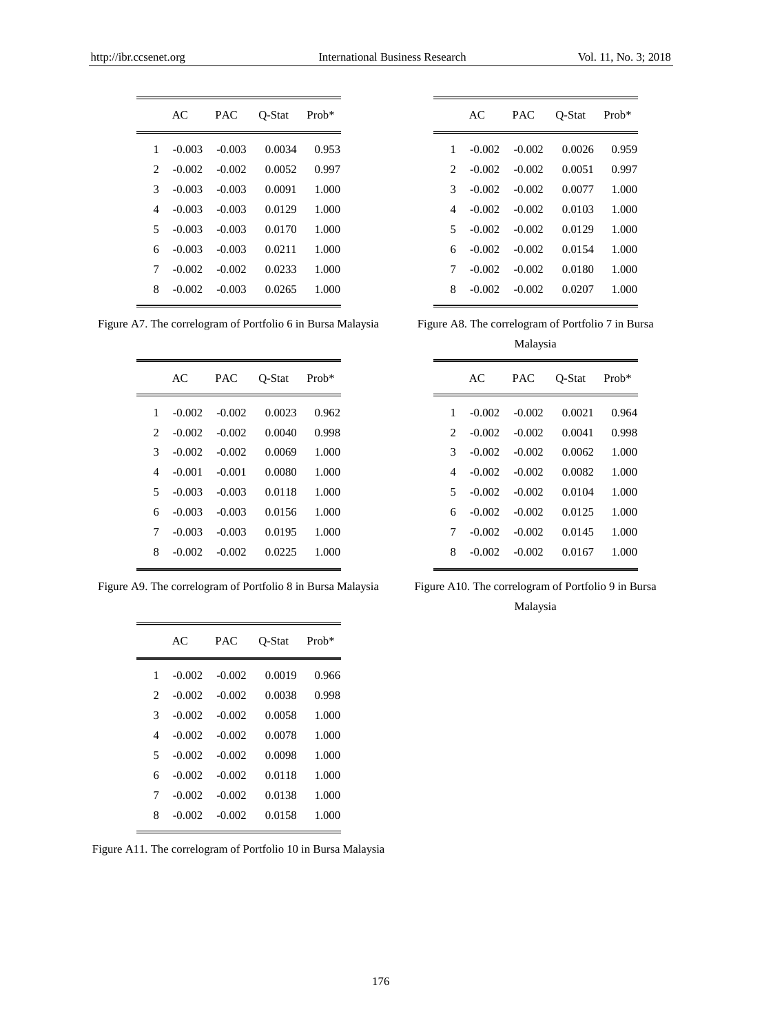| | AC | PAC | Q-Stat | Prob* |
|---|---|---|---|---|
| 1 | -0.003 | -0.003 | 0.0034 | 0.953 |
| 2 | -0.002 | -0.002 | 0.0052 | 0.997 |
| 3 | -0.003 | -0.003 | 0.0091 | 1.000 |
| 4 | -0.003 | -0.003 | 0.0129 | 1.000 |
| 5 | -0.003 | -0.003 | 0.0170 | 1.000 |
| 6 | -0.003 | -0.003 | 0.0211 | 1.000 |
| 7 | -0.002 | -0.002 | 0.0233 | 1.000 |
| 8 | -0.002 | -0.003 | 0.0265 | 1.000 |

Figure A7. The correlogram of Portfolio 6 in Bursa Malaysia

| | AC | PAC | Q-Stat | Prob* |
|---|---|---|---|---|
| 1 | -0.002 | -0.002 | 0.0026 | 0.959 |
| 2 | -0.002 | -0.002 | 0.0051 | 0.997 |
| 3 | -0.002 | -0.002 | 0.0077 | 1.000 |
| 4 | -0.002 | -0.002 | 0.0103 | 1.000 |
| 5 | -0.002 | -0.002 | 0.0129 | 1.000 |
| 6 | -0.002 | -0.002 | 0.0154 | 1.000 |
| 7 | -0.002 | -0.002 | 0.0180 | 1.000 |
| 8 | -0.002 | -0.002 | 0.0207 | 1.000 |

Figure A8. The correlogram of Portfolio 7 in Bursa Malaysia

| | AC | PAC | Q-Stat | Prob* |
|---|---|---|---|---|
| 1 | -0.002 | -0.002 | 0.0023 | 0.962 |
| 2 | -0.002 | -0.002 | 0.0040 | 0.998 |
| 3 | -0.002 | -0.002 | 0.0069 | 1.000 |
| 4 | -0.001 | -0.001 | 0.0080 | 1.000 |
| 5 | -0.003 | -0.003 | 0.0118 | 1.000 |
| 6 | -0.003 | -0.003 | 0.0156 | 1.000 |
| 7 | -0.003 | -0.003 | 0.0195 | 1.000 |
| 8 | -0.002 | -0.002 | 0.0225 | 1.000 |

Figure A9. The correlogram of Portfolio 8 in Bursa Malaysia

| | AC | PAC | Q-Stat | Prob* |
|---|---|---|---|---|
| 1 | -0.002 | -0.002 | 0.0021 | 0.964 |
| 2 | -0.002 | -0.002 | 0.0041 | 0.998 |
| 3 | -0.002 | -0.002 | 0.0062 | 1.000 |
| 4 | -0.002 | -0.002 | 0.0082 | 1.000 |
| 5 | -0.002 | -0.002 | 0.0104 | 1.000 |
| 6 | -0.002 | -0.002 | 0.0125 | 1.000 |
| 7 | -0.002 | -0.002 | 0.0145 | 1.000 |
| 8 | -0.002 | -0.002 | 0.0167 | 1.000 |

Figure A10. The correlogram of Portfolio 9 in Bursa Malaysia

| | AC | PAC | Q-Stat | Prob* |
|---|---|---|---|---|
| 1 | -0.002 | -0.002 | 0.0019 | 0.966 |
| 2 | -0.002 | -0.002 | 0.0038 | 0.998 |
| 3 | -0.002 | -0.002 | 0.0058 | 1.000 |
| 4 | -0.002 | -0.002 | 0.0078 | 1.000 |
| 5 | -0.002 | -0.002 | 0.0098 | 1.000 |
| 6 | -0.002 | -0.002 | 0.0118 | 1.000 |
| 7 | -0.002 | -0.002 | 0.0138 | 1.000 |
| 8 | -0.002 | -0.002 | 0.0158 | 1.000 |

Figure A11. The correlogram of Portfolio 10 in Bursa Malaysia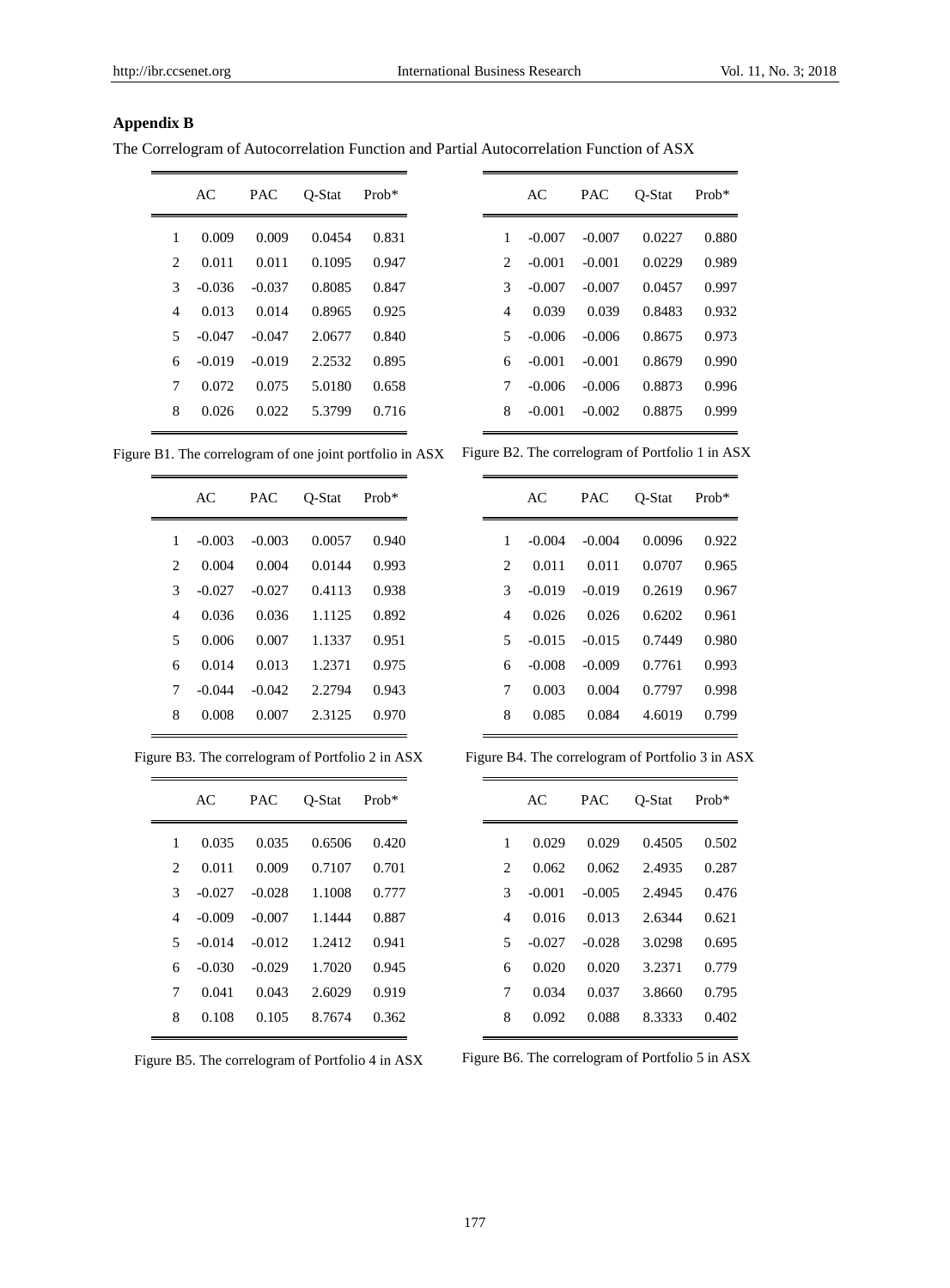## Appendix B

The Correlogram of Autocorrelation Function and Partial Autocorrelation Function of ASX

| | AC | PAC | Q-Stat | Prob* |
|---|---|---|---|---|
| 1 | 0.009 | 0.009 | 0.0454 | 0.831 |
| 2 | 0.011 | 0.011 | 0.1095 | 0.947 |
| 3 | -0.036 | -0.037 | 0.8085 | 0.847 |
| 4 | 0.013 | 0.014 | 0.8965 | 0.925 |
| 5 | -0.047 | -0.047 | 2.0677 | 0.840 |
| 6 | -0.019 | -0.019 | 2.2532 | 0.895 |
| 7 | 0.072 | 0.075 | 5.0180 | 0.658 |
| 8 | 0.026 | 0.022 | 5.3799 | 0.716 |

Figure B1. The correlogram of one joint portfolio in ASX

| | AC | PAC | Q-Stat | Prob* |
|---|---|---|---|---|
| 1 | -0.007 | -0.007 | 0.0227 | 0.880 |
| 2 | -0.001 | -0.001 | 0.0229 | 0.989 |
| 3 | -0.007 | -0.007 | 0.0457 | 0.997 |
| 4 | 0.039 | 0.039 | 0.8483 | 0.932 |
| 5 | -0.006 | -0.006 | 0.8675 | 0.973 |
| 6 | -0.001 | -0.001 | 0.8679 | 0.990 |
| 7 | -0.006 | -0.006 | 0.8873 | 0.996 |
| 8 | -0.001 | -0.002 | 0.8875 | 0.999 |

Figure B2. The correlogram of Portfolio 1 in ASX

| | AC | PAC | Q-Stat | Prob* |
|---|---|---|---|---|
| 1 | -0.003 | -0.003 | 0.0057 | 0.940 |
| 2 | 0.004 | 0.004 | 0.0144 | 0.993 |
| 3 | -0.027 | -0.027 | 0.4113 | 0.938 |
| 4 | 0.036 | 0.036 | 1.1125 | 0.892 |
| 5 | 0.006 | 0.007 | 1.1337 | 0.951 |
| 6 | 0.014 | 0.013 | 1.2371 | 0.975 |
| 7 | -0.044 | -0.042 | 2.2794 | 0.943 |
| 8 | 0.008 | 0.007 | 2.3125 | 0.970 |

Figure B3. The correlogram of Portfolio 2 in ASX

| | AC | PAC | Q-Stat | Prob* |
|---|---|---|---|---|
| 1 | -0.004 | -0.004 | 0.0096 | 0.922 |
| 2 | 0.011 | 0.011 | 0.0707 | 0.965 |
| 3 | -0.019 | -0.019 | 0.2619 | 0.967 |
| 4 | 0.026 | 0.026 | 0.6202 | 0.961 |
| 5 | -0.015 | -0.015 | 0.7449 | 0.980 |
| 6 | -0.008 | -0.009 | 0.7761 | 0.993 |
| 7 | 0.003 | 0.004 | 0.7797 | 0.998 |
| 8 | 0.085 | 0.084 | 4.6019 | 0.799 |

Figure B4. The correlogram of Portfolio 3 in ASX

| | AC | PAC | Q-Stat | Prob* |
|---|---|---|---|---|
| 1 | 0.035 | 0.035 | 0.6506 | 0.420 |
| 2 | 0.011 | 0.009 | 0.7107 | 0.701 |
| 3 | -0.027 | -0.028 | 1.1008 | 0.777 |
| 4 | -0.009 | -0.007 | 1.1444 | 0.887 |
| 5 | -0.014 | -0.012 | 1.2412 | 0.941 |
| 6 | -0.030 | -0.029 | 1.7020 | 0.945 |
| 7 | 0.041 | 0.043 | 2.6029 | 0.919 |
| 8 | 0.108 | 0.105 | 8.7674 | 0.362 |

Figure B5. The correlogram of Portfolio 4 in ASX

| | AC | PAC | Q-Stat | Prob* |
|---|---|---|---|---|
| 1 | 0.029 | 0.029 | 0.4505 | 0.502 |
| 2 | 0.062 | 0.062 | 2.4935 | 0.287 |
| 3 | -0.001 | -0.005 | 2.4945 | 0.476 |
| 4 | 0.016 | 0.013 | 2.6344 | 0.621 |
| 5 | -0.027 | -0.028 | 3.0298 | 0.695 |
| 6 | 0.020 | 0.020 | 3.2371 | 0.779 |
| 7 | 0.034 | 0.037 | 3.8660 | 0.795 |
| 8 | 0.092 | 0.088 | 8.3333 | 0.402 |

Figure B6. The correlogram of Portfolio 5 in ASX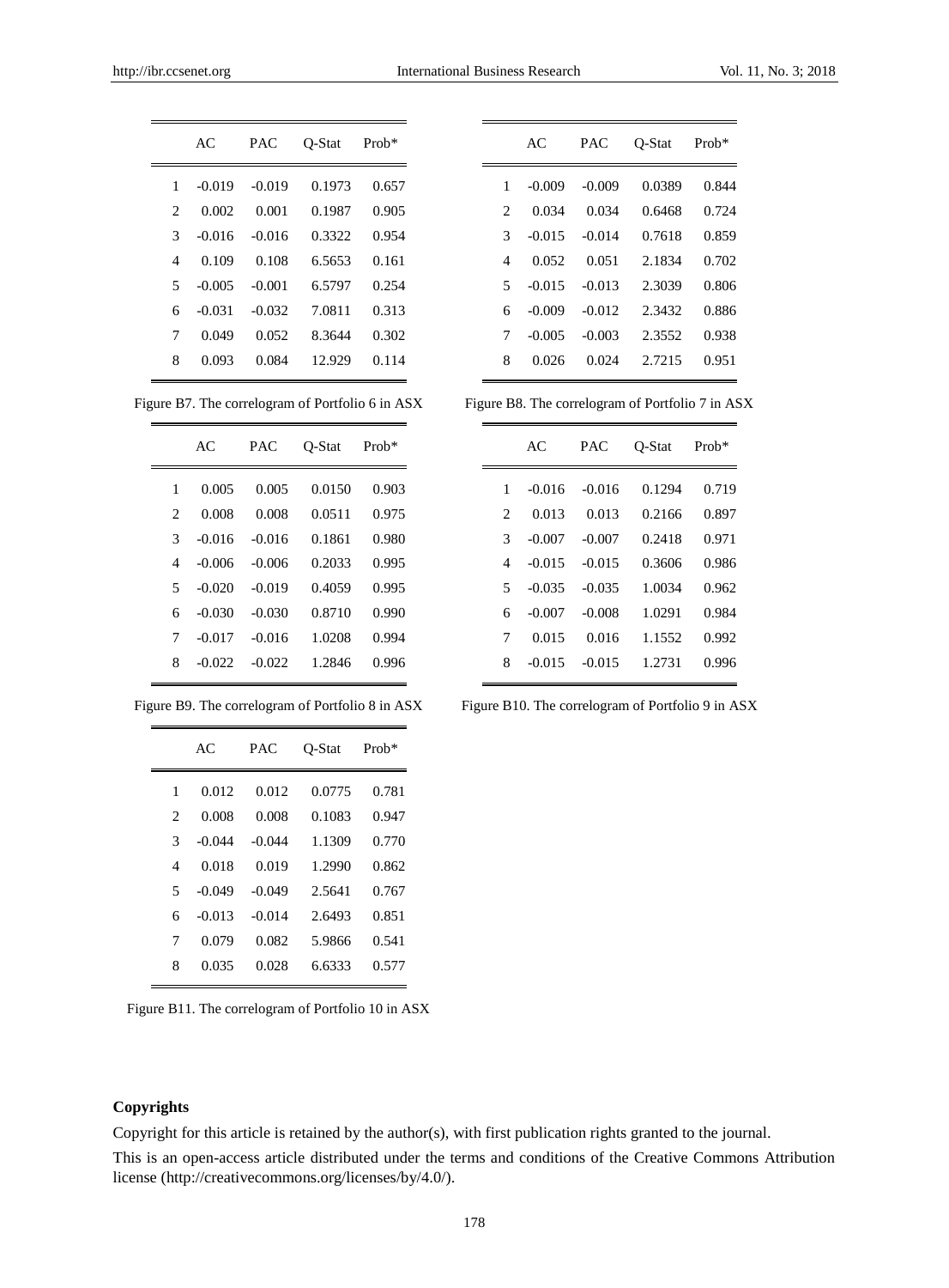| | AC | PAC | Q-Stat | Prob* |
|---|---|---|---|---|
| 1 | -0.019 | -0.019 | 0.1973 | 0.657 |
| 2 | 0.002 | 0.001 | 0.1987 | 0.905 |
| 3 | -0.016 | -0.016 | 0.3322 | 0.954 |
| 4 | 0.109 | 0.108 | 6.5653 | 0.161 |
| 5 | -0.005 | -0.001 | 6.5797 | 0.254 |
| 6 | -0.031 | -0.032 | 7.0811 | 0.313 |
| 7 | 0.049 | 0.052 | 8.3644 | 0.302 |
| 8 | 0.093 | 0.084 | 12.929 | 0.114 |

Figure B7. The correlogram of Portfolio 6 in ASX

| | AC | PAC | Q-Stat | Prob* |
|---|---|---|---|---|
| 1 | -0.009 | -0.009 | 0.0389 | 0.844 |
| 2 | 0.034 | 0.034 | 0.6468 | 0.724 |
| 3 | -0.015 | -0.014 | 0.7618 | 0.859 |
| 4 | 0.052 | 0.051 | 2.1834 | 0.702 |
| 5 | -0.015 | -0.013 | 2.3039 | 0.806 |
| 6 | -0.009 | -0.012 | 2.3432 | 0.886 |
| 7 | -0.005 | -0.003 | 2.3552 | 0.938 |
| 8 | 0.026 | 0.024 | 2.7215 | 0.951 |

Figure B8. The correlogram of Portfolio 7 in ASX

| | AC | PAC | Q-Stat | Prob* |
|---|---|---|---|---|
| 1 | 0.005 | 0.005 | 0.0150 | 0.903 |
| 2 | 0.008 | 0.008 | 0.0511 | 0.975 |
| 3 | -0.016 | -0.016 | 0.1861 | 0.980 |
| 4 | -0.006 | -0.006 | 0.2033 | 0.995 |
| 5 | -0.020 | -0.019 | 0.4059 | 0.995 |
| 6 | -0.030 | -0.030 | 0.8710 | 0.990 |
| 7 | -0.017 | -0.016 | 1.0208 | 0.994 |
| 8 | -0.022 | -0.022 | 1.2846 | 0.996 |

Figure B9. The correlogram of Portfolio 8 in ASX

| | AC | PAC | Q-Stat | Prob* |
|---|---|---|---|---|
| 1 | -0.016 | -0.016 | 0.1294 | 0.719 |
| 2 | 0.013 | 0.013 | 0.2166 | 0.897 |
| 3 | -0.007 | -0.007 | 0.2418 | 0.971 |
| 4 | -0.015 | -0.015 | 0.3606 | 0.986 |
| 5 | -0.035 | -0.035 | 1.0034 | 0.962 |
| 6 | -0.007 | -0.008 | 1.0291 | 0.984 |
| 7 | 0.015 | 0.016 | 1.1552 | 0.992 |
| 8 | -0.015 | -0.015 | 1.2731 | 0.996 |

Figure B10. The correlogram of Portfolio 9 in ASX

| | AC | PAC | Q-Stat | Prob* |
|---|---|---|---|---|
| 1 | 0.012 | 0.012 | 0.0775 | 0.781 |
| 2 | 0.008 | 0.008 | 0.1083 | 0.947 |
| 3 | -0.044 | -0.044 | 1.1309 | 0.770 |
| 4 | 0.018 | 0.019 | 1.2990 | 0.862 |
| 5 | -0.049 | -0.049 | 2.5641 | 0.767 |
| 6 | -0.013 | -0.014 | 2.6493 | 0.851 |
| 7 | 0.079 | 0.082 | 5.9866 | 0.541 |
| 8 | 0.035 | 0.028 | 6.6333 | 0.577 |

Figure B11. The correlogram of Portfolio 10 in ASX

## Copyrights

Copyright for this article is retained by the author(s), with first publication rights granted to the journal.

This is an open-access article distributed under the terms and conditions of the Creative Commons Attribution license (http://creativecommons.org/licenses/by/4.0/).